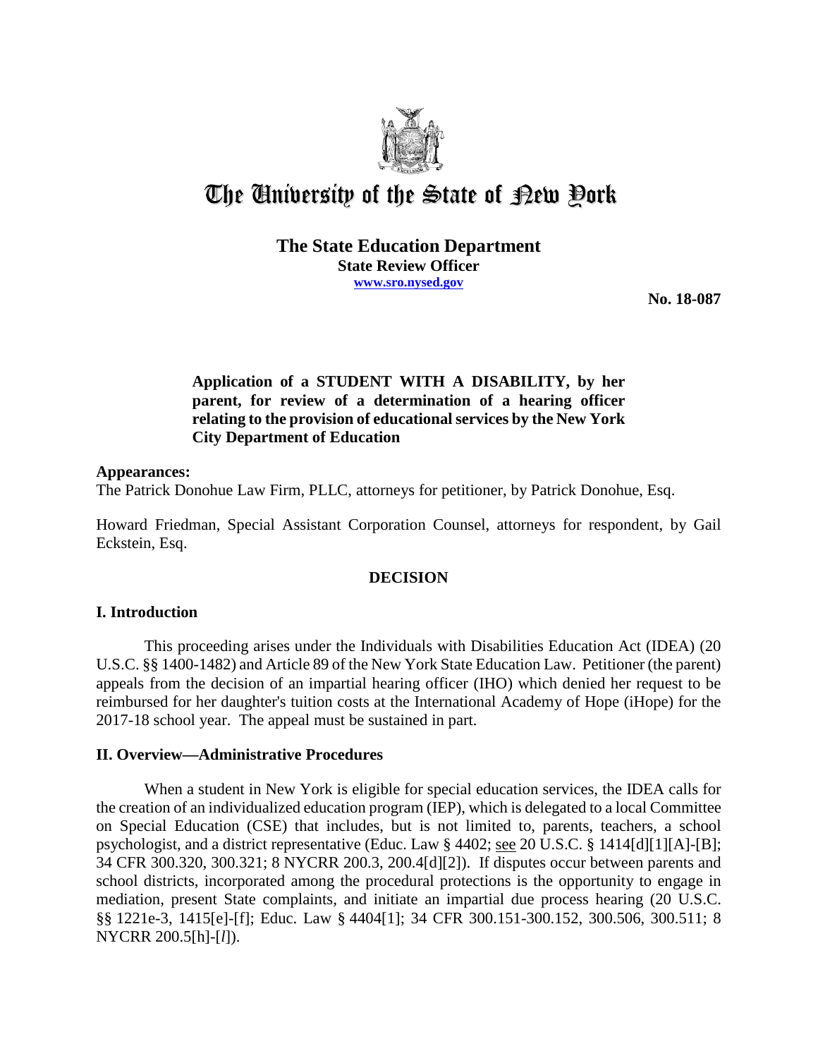# The University of the State of New York

**The State Education Department**
**State Review Officer**
**www.sro.nysed.gov**

**No. 18-087**

**Application of a STUDENT WITH A DISABILITY, by her parent, for review of a determination of a hearing officer relating to the provision of educational services by the New York City Department of Education**

**Appearances:**
The Patrick Donohue Law Firm, PLLC, attorneys for petitioner, by Patrick Donohue, Esq.

Howard Friedman, Special Assistant Corporation Counsel, attorneys for respondent, by Gail Eckstein, Esq.

## DECISION

### I. Introduction

This proceeding arises under the Individuals with Disabilities Education Act (IDEA) (20 U.S.C. §§ 1400-1482) and Article 89 of the New York State Education Law. Petitioner (the parent) appeals from the decision of an impartial hearing officer (IHO) which denied her request to be reimbursed for her daughter's tuition costs at the International Academy of Hope (iHope) for the 2017-18 school year. The appeal must be sustained in part.

### II. Overview—Administrative Procedures

When a student in New York is eligible for special education services, the IDEA calls for the creation of an individualized education program (IEP), which is delegated to a local Committee on Special Education (CSE) that includes, but is not limited to, parents, teachers, a school psychologist, and a district representative (Educ. Law § 4402; see 20 U.S.C. § 1414[d][1][A]-[B]; 34 CFR 300.320, 300.321; 8 NYCRR 200.3, 200.4[d][2]). If disputes occur between parents and school districts, incorporated among the procedural protections is the opportunity to engage in mediation, present State complaints, and initiate an impartial due process hearing (20 U.S.C. §§ 1221e-3, 1415[e]-[f]; Educ. Law § 4404[1]; 34 CFR 300.151-300.152, 300.506, 300.511; 8 NYCRR 200.5[h]-[*l*]).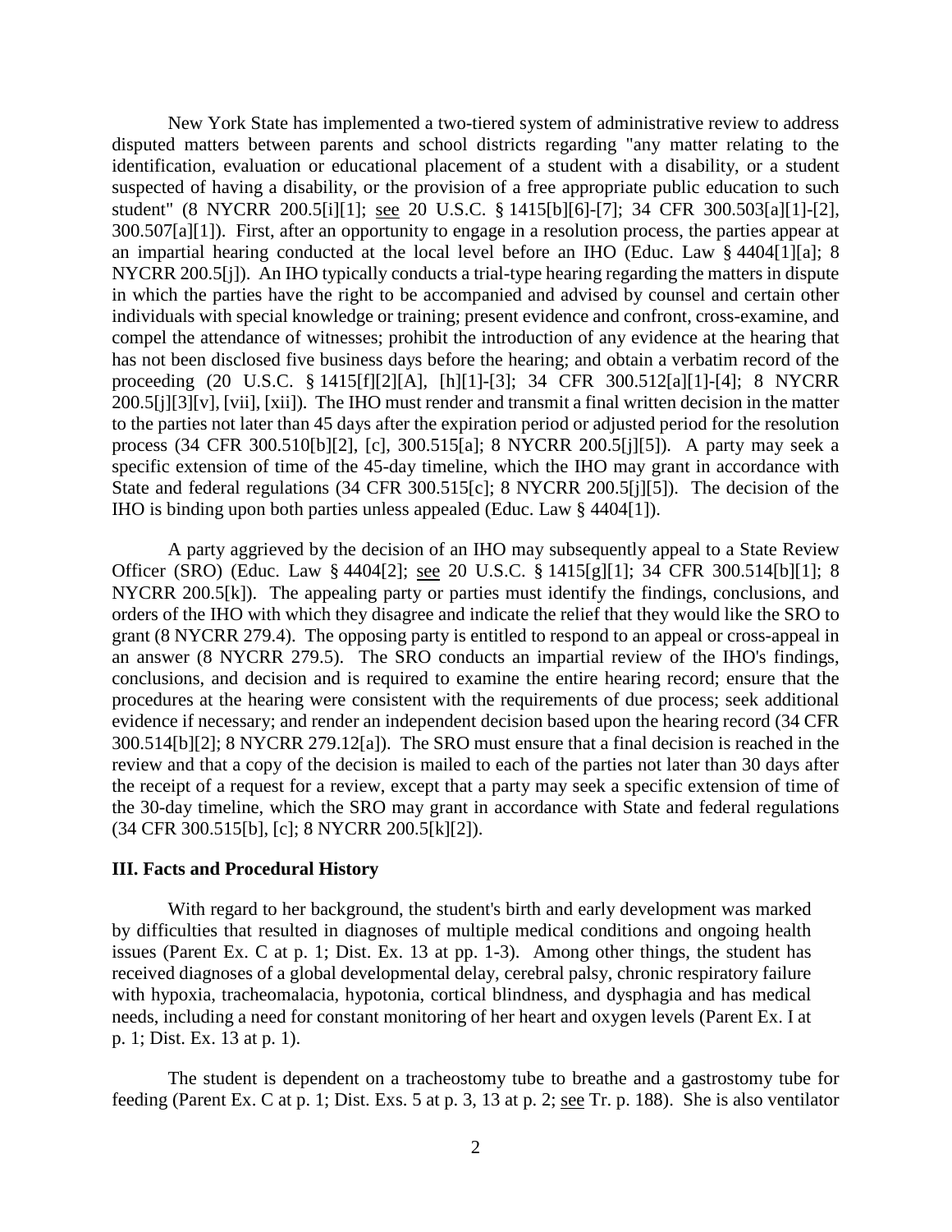New York State has implemented a two-tiered system of administrative review to address disputed matters between parents and school districts regarding "any matter relating to the identification, evaluation or educational placement of a student with a disability, or a student suspected of having a disability, or the provision of a free appropriate public education to such student" (8 NYCRR 200.5[i][1]; see 20 U.S.C. § 1415[b][6]-[7]; 34 CFR 300.503[a][1]-[2], 300.507[a][1]). First, after an opportunity to engage in a resolution process, the parties appear at an impartial hearing conducted at the local level before an IHO (Educ. Law § 4404[1][a]; 8 NYCRR 200.5[j]). An IHO typically conducts a trial-type hearing regarding the matters in dispute in which the parties have the right to be accompanied and advised by counsel and certain other individuals with special knowledge or training; present evidence and confront, cross-examine, and compel the attendance of witnesses; prohibit the introduction of any evidence at the hearing that has not been disclosed five business days before the hearing; and obtain a verbatim record of the proceeding (20 U.S.C. § 1415[f][2][A], [h][1]-[3]; 34 CFR 300.512[a][1]-[4]; 8 NYCRR 200.5[j][3][v], [vii], [xii]). The IHO must render and transmit a final written decision in the matter to the parties not later than 45 days after the expiration period or adjusted period for the resolution process (34 CFR 300.510[b][2], [c], 300.515[a]; 8 NYCRR 200.5[j][5]). A party may seek a specific extension of time of the 45-day timeline, which the IHO may grant in accordance with State and federal regulations (34 CFR 300.515[c]; 8 NYCRR 200.5[j][5]). The decision of the IHO is binding upon both parties unless appealed (Educ. Law § 4404[1]).

A party aggrieved by the decision of an IHO may subsequently appeal to a State Review Officer (SRO) (Educ. Law § 4404[2]; see 20 U.S.C. § 1415[g][1]; 34 CFR 300.514[b][1]; 8 NYCRR 200.5[k]). The appealing party or parties must identify the findings, conclusions, and orders of the IHO with which they disagree and indicate the relief that they would like the SRO to grant (8 NYCRR 279.4). The opposing party is entitled to respond to an appeal or cross-appeal in an answer (8 NYCRR 279.5). The SRO conducts an impartial review of the IHO's findings, conclusions, and decision and is required to examine the entire hearing record; ensure that the procedures at the hearing were consistent with the requirements of due process; seek additional evidence if necessary; and render an independent decision based upon the hearing record (34 CFR 300.514[b][2]; 8 NYCRR 279.12[a]). The SRO must ensure that a final decision is reached in the review and that a copy of the decision is mailed to each of the parties not later than 30 days after the receipt of a request for a review, except that a party may seek a specific extension of time of the 30-day timeline, which the SRO may grant in accordance with State and federal regulations (34 CFR 300.515[b], [c]; 8 NYCRR 200.5[k][2]).

## III. Facts and Procedural History

With regard to her background, the student's birth and early development was marked by difficulties that resulted in diagnoses of multiple medical conditions and ongoing health issues (Parent Ex. C at p. 1; Dist. Ex. 13 at pp. 1-3). Among other things, the student has received diagnoses of a global developmental delay, cerebral palsy, chronic respiratory failure with hypoxia, tracheomalacia, hypotonia, cortical blindness, and dysphagia and has medical needs, including a need for constant monitoring of her heart and oxygen levels (Parent Ex. I at p. 1; Dist. Ex. 13 at p. 1).

The student is dependent on a tracheostomy tube to breathe and a gastrostomy tube for feeding (Parent Ex. C at p. 1; Dist. Exs. 5 at p. 3, 13 at p. 2; see Tr. p. 188). She is also ventilator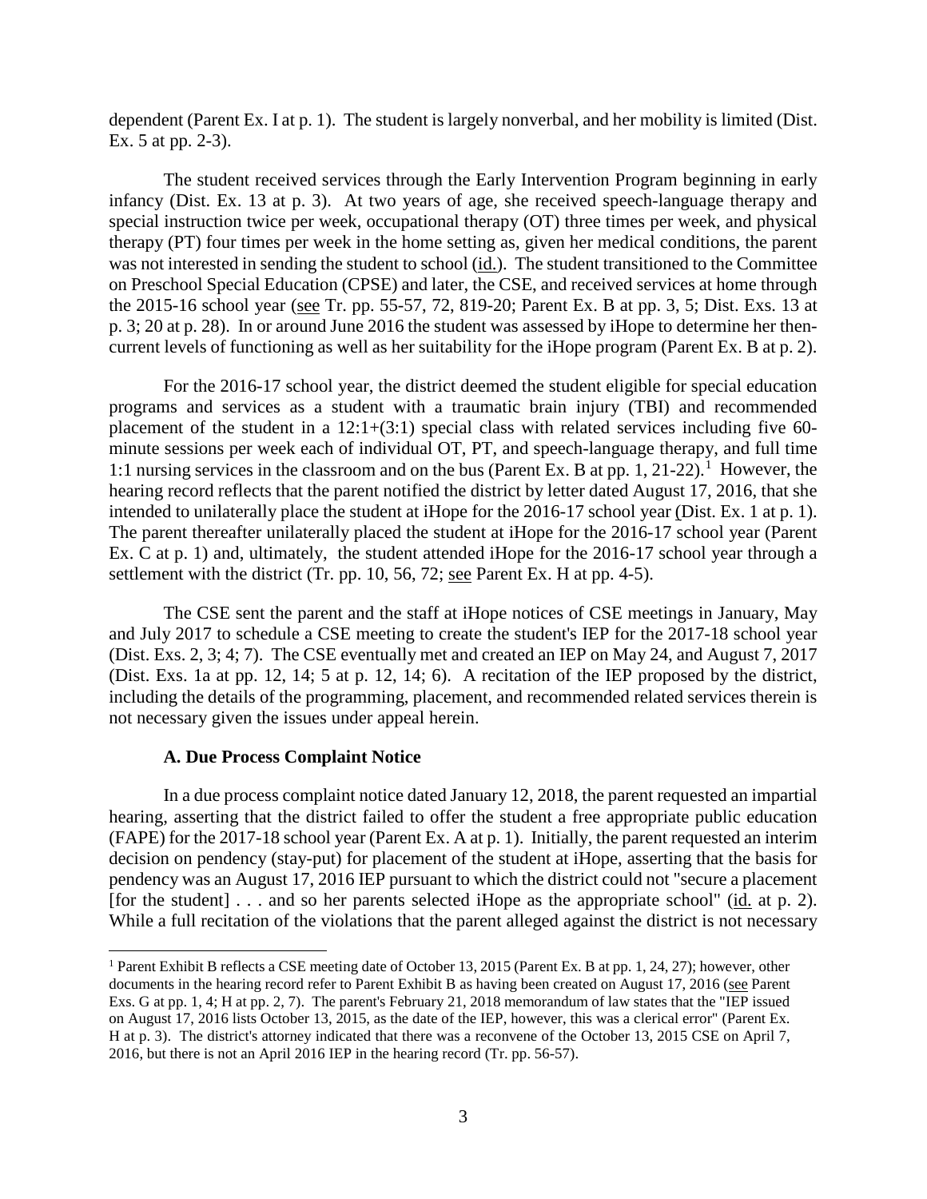dependent (Parent Ex. I at p. 1). The student is largely nonverbal, and her mobility is limited (Dist. Ex. 5 at pp. 2-3).

The student received services through the Early Intervention Program beginning in early infancy (Dist. Ex. 13 at p. 3). At two years of age, she received speech-language therapy and special instruction twice per week, occupational therapy (OT) three times per week, and physical therapy (PT) four times per week in the home setting as, given her medical conditions, the parent was not interested in sending the student to school (id.). The student transitioned to the Committee on Preschool Special Education (CPSE) and later, the CSE, and received services at home through the 2015-16 school year (see Tr. pp. 55-57, 72, 819-20; Parent Ex. B at pp. 3, 5; Dist. Exs. 13 at p. 3; 20 at p. 28). In or around June 2016 the student was assessed by iHope to determine her then-current levels of functioning as well as her suitability for the iHope program (Parent Ex. B at p. 2).

For the 2016-17 school year, the district deemed the student eligible for special education programs and services as a student with a traumatic brain injury (TBI) and recommended placement of the student in a 12:1+(3:1) special class with related services including five 60-minute sessions per week each of individual OT, PT, and speech-language therapy, and full time 1:1 nursing services in the classroom and on the bus (Parent Ex. B at pp. 1, 21-22).[1] However, the hearing record reflects that the parent notified the district by letter dated August 17, 2016, that she intended to unilaterally place the student at iHope for the 2016-17 school year (Dist. Ex. 1 at p. 1). The parent thereafter unilaterally placed the student at iHope for the 2016-17 school year (Parent Ex. C at p. 1) and, ultimately, the student attended iHope for the 2016-17 school year through a settlement with the district (Tr. pp. 10, 56, 72; see Parent Ex. H at pp. 4-5).

The CSE sent the parent and the staff at iHope notices of CSE meetings in January, May and July 2017 to schedule a CSE meeting to create the student's IEP for the 2017-18 school year (Dist. Exs. 2, 3; 4; 7). The CSE eventually met and created an IEP on May 24, and August 7, 2017 (Dist. Exs. 1a at pp. 12, 14; 5 at p. 12, 14; 6). A recitation of the IEP proposed by the district, including the details of the programming, placement, and recommended related services therein is not necessary given the issues under appeal herein.

### A. Due Process Complaint Notice

In a due process complaint notice dated January 12, 2018, the parent requested an impartial hearing, asserting that the district failed to offer the student a free appropriate public education (FAPE) for the 2017-18 school year (Parent Ex. A at p. 1). Initially, the parent requested an interim decision on pendency (stay-put) for placement of the student at iHope, asserting that the basis for pendency was an August 17, 2016 IEP pursuant to which the district could not "secure a placement [for the student] . . . and so her parents selected iHope as the appropriate school" (id. at p. 2). While a full recitation of the violations that the parent alleged against the district is not necessary

[1] Parent Exhibit B reflects a CSE meeting date of October 13, 2015 (Parent Ex. B at pp. 1, 24, 27); however, other documents in the hearing record refer to Parent Exhibit B as having been created on August 17, 2016 (see Parent Exs. G at pp. 1, 4; H at pp. 2, 7). The parent's February 21, 2018 memorandum of law states that the "IEP issued on August 17, 2016 lists October 13, 2015, as the date of the IEP, however, this was a clerical error" (Parent Ex. H at p. 3). The district's attorney indicated that there was a reconvene of the October 13, 2015 CSE on April 7, 2016, but there is not an April 2016 IEP in the hearing record (Tr. pp. 56-57).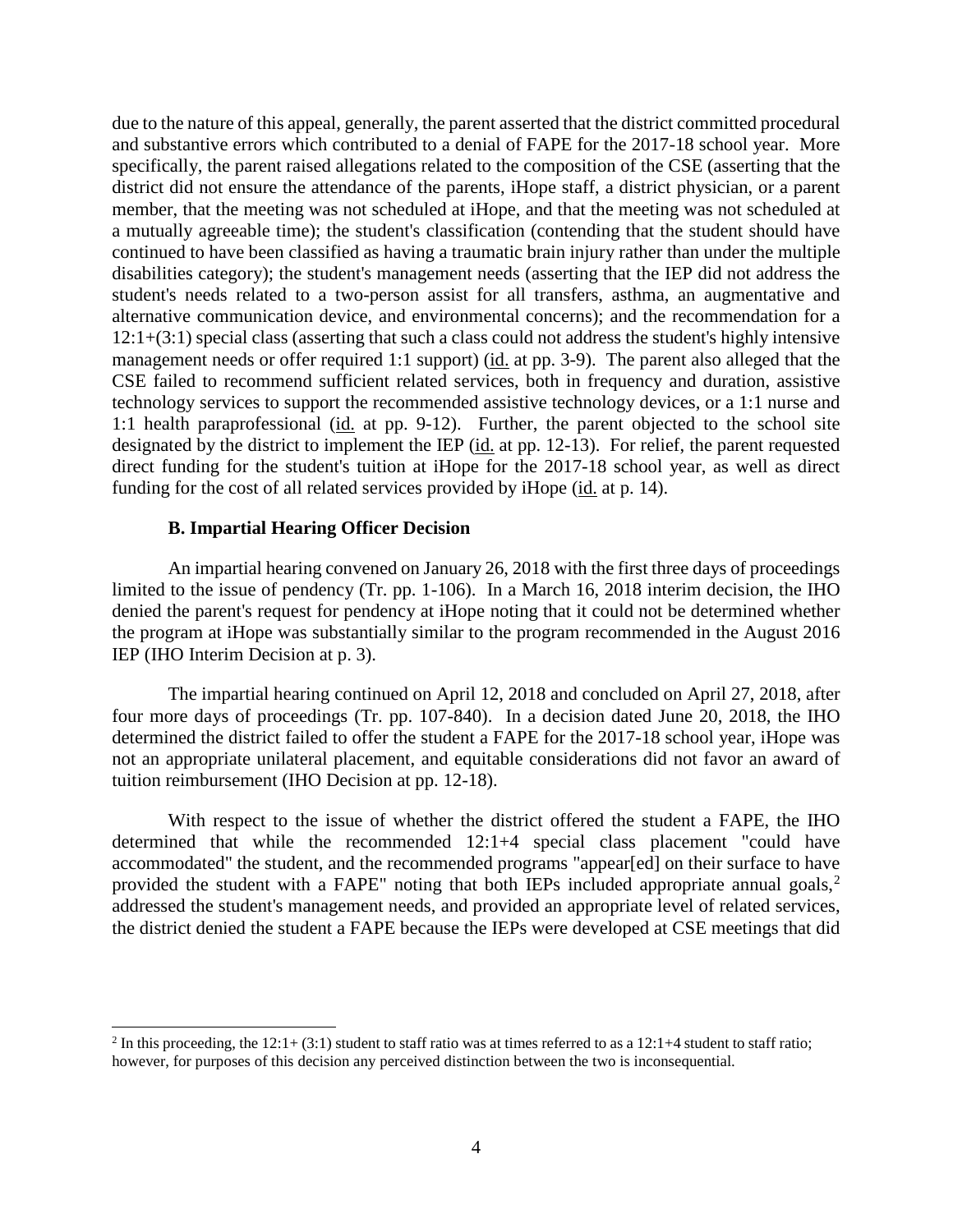due to the nature of this appeal, generally, the parent asserted that the district committed procedural and substantive errors which contributed to a denial of FAPE for the 2017-18 school year. More specifically, the parent raised allegations related to the composition of the CSE (asserting that the district did not ensure the attendance of the parents, iHope staff, a district physician, or a parent member, that the meeting was not scheduled at iHope, and that the meeting was not scheduled at a mutually agreeable time); the student's classification (contending that the student should have continued to have been classified as having a traumatic brain injury rather than under the multiple disabilities category); the student's management needs (asserting that the IEP did not address the student's needs related to a two-person assist for all transfers, asthma, an augmentative and alternative communication device, and environmental concerns); and the recommendation for a 12:1+(3:1) special class (asserting that such a class could not address the student's highly intensive management needs or offer required 1:1 support) (id. at pp. 3-9). The parent also alleged that the CSE failed to recommend sufficient related services, both in frequency and duration, assistive technology services to support the recommended assistive technology devices, or a 1:1 nurse and 1:1 health paraprofessional (id. at pp. 9-12). Further, the parent objected to the school site designated by the district to implement the IEP (id. at pp. 12-13). For relief, the parent requested direct funding for the student's tuition at iHope for the 2017-18 school year, as well as direct funding for the cost of all related services provided by iHope (id. at p. 14).

### B. Impartial Hearing Officer Decision

An impartial hearing convened on January 26, 2018 with the first three days of proceedings limited to the issue of pendency (Tr. pp. 1-106). In a March 16, 2018 interim decision, the IHO denied the parent's request for pendency at iHope noting that it could not be determined whether the program at iHope was substantially similar to the program recommended in the August 2016 IEP (IHO Interim Decision at p. 3).

The impartial hearing continued on April 12, 2018 and concluded on April 27, 2018, after four more days of proceedings (Tr. pp. 107-840). In a decision dated June 20, 2018, the IHO determined the district failed to offer the student a FAPE for the 2017-18 school year, iHope was not an appropriate unilateral placement, and equitable considerations did not favor an award of tuition reimbursement (IHO Decision at pp. 12-18).

With respect to the issue of whether the district offered the student a FAPE, the IHO determined that while the recommended 12:1+4 special class placement "could have accommodated" the student, and the recommended programs "appear[ed] on their surface to have provided the student with a FAPE" noting that both IEPs included appropriate annual goals,[2] addressed the student's management needs, and provided an appropriate level of related services, the district denied the student a FAPE because the IEPs were developed at CSE meetings that did

[2] In this proceeding, the 12:1+ (3:1) student to staff ratio was at times referred to as a 12:1+4 student to staff ratio; however, for purposes of this decision any perceived distinction between the two is inconsequential.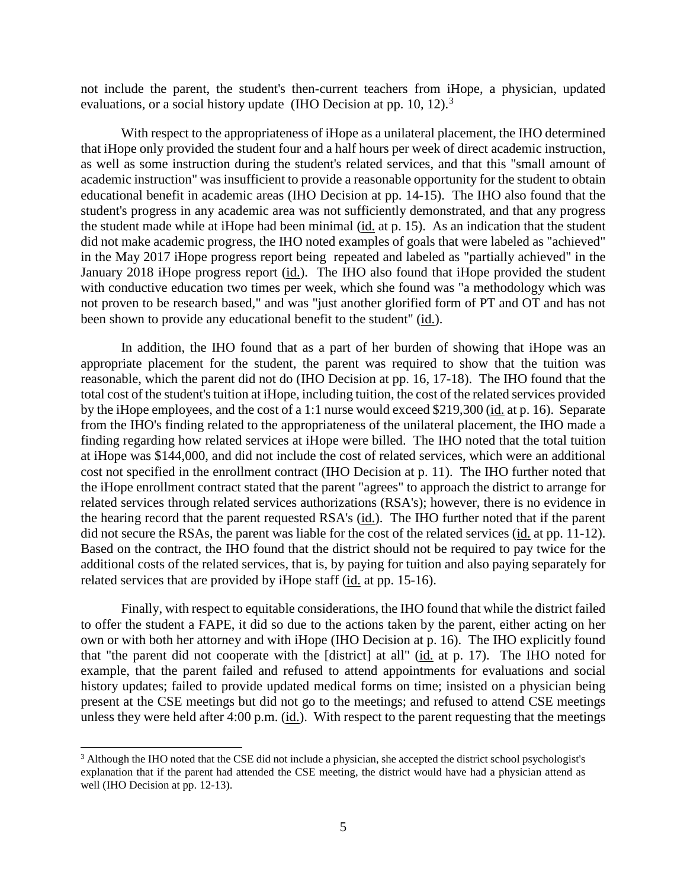not include the parent, the student's then-current teachers from iHope, a physician, updated evaluations, or a social history update (IHO Decision at pp. 10, 12).[3]

With respect to the appropriateness of iHope as a unilateral placement, the IHO determined that iHope only provided the student four and a half hours per week of direct academic instruction, as well as some instruction during the student's related services, and that this "small amount of academic instruction" was insufficient to provide a reasonable opportunity for the student to obtain educational benefit in academic areas (IHO Decision at pp. 14-15). The IHO also found that the student's progress in any academic area was not sufficiently demonstrated, and that any progress the student made while at iHope had been minimal (id. at p. 15). As an indication that the student did not make academic progress, the IHO noted examples of goals that were labeled as "achieved" in the May 2017 iHope progress report being repeated and labeled as "partially achieved" in the January 2018 iHope progress report (id.). The IHO also found that iHope provided the student with conductive education two times per week, which she found was "a methodology which was not proven to be research based," and was "just another glorified form of PT and OT and has not been shown to provide any educational benefit to the student" (id.).

In addition, the IHO found that as a part of her burden of showing that iHope was an appropriate placement for the student, the parent was required to show that the tuition was reasonable, which the parent did not do (IHO Decision at pp. 16, 17-18). The IHO found that the total cost of the student's tuition at iHope, including tuition, the cost of the related services provided by the iHope employees, and the cost of a 1:1 nurse would exceed $219,300 (id. at p. 16). Separate from the IHO's finding related to the appropriateness of the unilateral placement, the IHO made a finding regarding how related services at iHope were billed. The IHO noted that the total tuition at iHope was $144,000, and did not include the cost of related services, which were an additional cost not specified in the enrollment contract (IHO Decision at p. 11). The IHO further noted that the iHope enrollment contract stated that the parent "agrees" to approach the district to arrange for related services through related services authorizations (RSA's); however, there is no evidence in the hearing record that the parent requested RSA's (id.). The IHO further noted that if the parent did not secure the RSAs, the parent was liable for the cost of the related services (id. at pp. 11-12). Based on the contract, the IHO found that the district should not be required to pay twice for the additional costs of the related services, that is, by paying for tuition and also paying separately for related services that are provided by iHope staff (id. at pp. 15-16).

Finally, with respect to equitable considerations, the IHO found that while the district failed to offer the student a FAPE, it did so due to the actions taken by the parent, either acting on her own or with both her attorney and with iHope (IHO Decision at p. 16). The IHO explicitly found that "the parent did not cooperate with the [district] at all" (id. at p. 17). The IHO noted for example, that the parent failed and refused to attend appointments for evaluations and social history updates; failed to provide updated medical forms on time; insisted on a physician being present at the CSE meetings but did not go to the meetings; and refused to attend CSE meetings unless they were held after 4:00 p.m. (id.). With respect to the parent requesting that the meetings

[3] Although the IHO noted that the CSE did not include a physician, she accepted the district school psychologist's explanation that if the parent had attended the CSE meeting, the district would have had a physician attend as well (IHO Decision at pp. 12-13).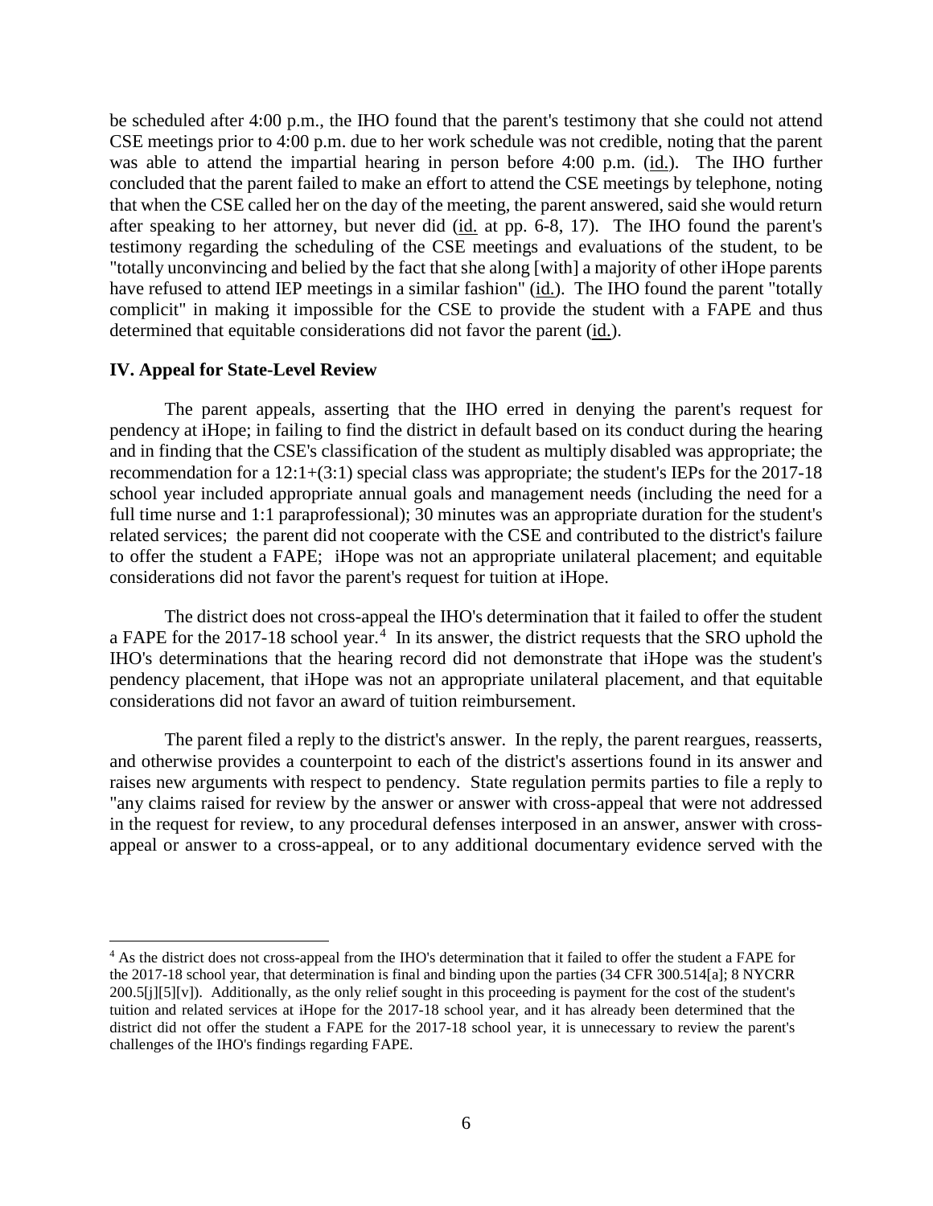be scheduled after 4:00 p.m., the IHO found that the parent's testimony that she could not attend CSE meetings prior to 4:00 p.m. due to her work schedule was not credible, noting that the parent was able to attend the impartial hearing in person before 4:00 p.m. (id.). The IHO further concluded that the parent failed to make an effort to attend the CSE meetings by telephone, noting that when the CSE called her on the day of the meeting, the parent answered, said she would return after speaking to her attorney, but never did (id. at pp. 6-8, 17). The IHO found the parent's testimony regarding the scheduling of the CSE meetings and evaluations of the student, to be "totally unconvincing and belied by the fact that she along [with] a majority of other iHope parents have refused to attend IEP meetings in a similar fashion" (id.). The IHO found the parent "totally complicit" in making it impossible for the CSE to provide the student with a FAPE and thus determined that equitable considerations did not favor the parent (id.).

## IV. Appeal for State-Level Review

The parent appeals, asserting that the IHO erred in denying the parent's request for pendency at iHope; in failing to find the district in default based on its conduct during the hearing and in finding that the CSE's classification of the student as multiply disabled was appropriate; the recommendation for a 12:1+(3:1) special class was appropriate; the student's IEPs for the 2017-18 school year included appropriate annual goals and management needs (including the need for a full time nurse and 1:1 paraprofessional); 30 minutes was an appropriate duration for the student's related services; the parent did not cooperate with the CSE and contributed to the district's failure to offer the student a FAPE; iHope was not an appropriate unilateral placement; and equitable considerations did not favor the parent's request for tuition at iHope.

The district does not cross-appeal the IHO's determination that it failed to offer the student a FAPE for the 2017-18 school year.[4] In its answer, the district requests that the SRO uphold the IHO's determinations that the hearing record did not demonstrate that iHope was the student's pendency placement, that iHope was not an appropriate unilateral placement, and that equitable considerations did not favor an award of tuition reimbursement.

The parent filed a reply to the district's answer. In the reply, the parent reargues, reasserts, and otherwise provides a counterpoint to each of the district's assertions found in its answer and raises new arguments with respect to pendency. State regulation permits parties to file a reply to "any claims raised for review by the answer or answer with cross-appeal that were not addressed in the request for review, to any procedural defenses interposed in an answer, answer with cross-appeal or answer to a cross-appeal, or to any additional documentary evidence served with the

[4] As the district does not cross-appeal from the IHO's determination that it failed to offer the student a FAPE for the 2017-18 school year, that determination is final and binding upon the parties (34 CFR 300.514[a]; 8 NYCRR 200.5[j][5][v]). Additionally, as the only relief sought in this proceeding is payment for the cost of the student's tuition and related services at iHope for the 2017-18 school year, and it has already been determined that the district did not offer the student a FAPE for the 2017-18 school year, it is unnecessary to review the parent's challenges of the IHO's findings regarding FAPE.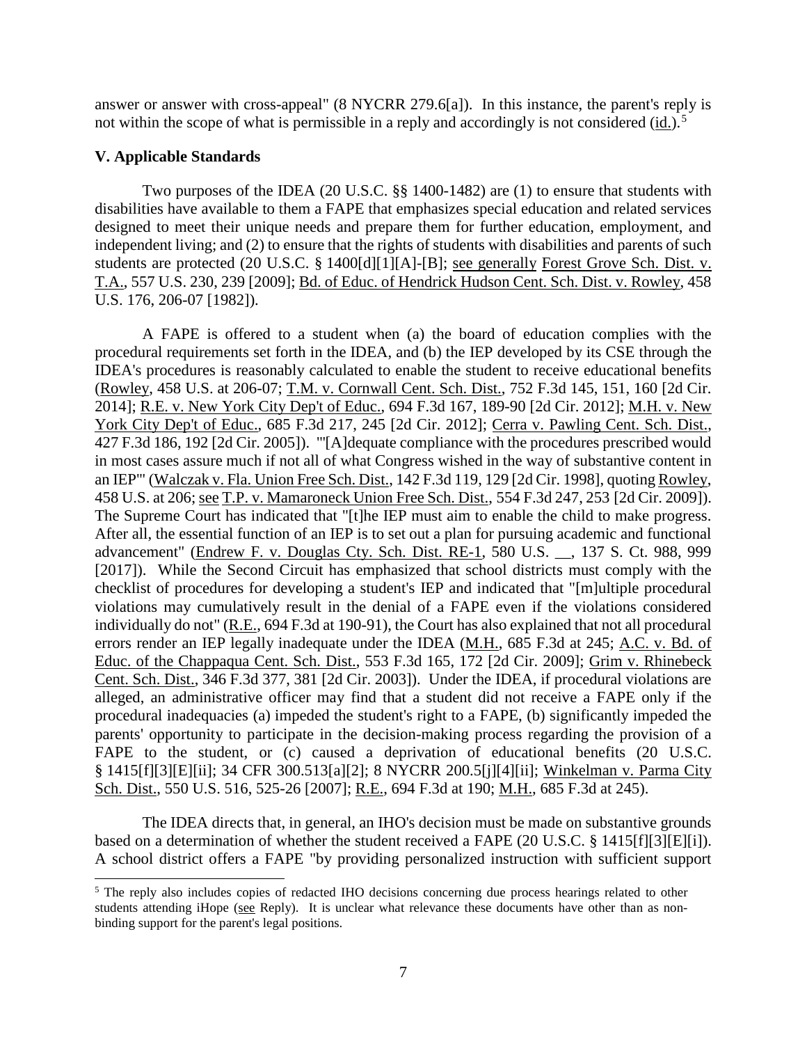answer or answer with cross-appeal" (8 NYCRR 279.6[a]). In this instance, the parent's reply is not within the scope of what is permissible in a reply and accordingly is not considered (id.).[5]

### V. Applicable Standards

Two purposes of the IDEA (20 U.S.C. §§ 1400-1482) are (1) to ensure that students with disabilities have available to them a FAPE that emphasizes special education and related services designed to meet their unique needs and prepare them for further education, employment, and independent living; and (2) to ensure that the rights of students with disabilities and parents of such students are protected (20 U.S.C. § 1400[d][1][A]-[B]; see generally Forest Grove Sch. Dist. v. T.A., 557 U.S. 230, 239 [2009]; Bd. of Educ. of Hendrick Hudson Cent. Sch. Dist. v. Rowley, 458 U.S. 176, 206-07 [1982]).

A FAPE is offered to a student when (a) the board of education complies with the procedural requirements set forth in the IDEA, and (b) the IEP developed by its CSE through the IDEA's procedures is reasonably calculated to enable the student to receive educational benefits (Rowley, 458 U.S. at 206-07; T.M. v. Cornwall Cent. Sch. Dist., 752 F.3d 145, 151, 160 [2d Cir. 2014]; R.E. v. New York City Dep't of Educ., 694 F.3d 167, 189-90 [2d Cir. 2012]; M.H. v. New York City Dep't of Educ., 685 F.3d 217, 245 [2d Cir. 2012]; Cerra v. Pawling Cent. Sch. Dist., 427 F.3d 186, 192 [2d Cir. 2005]). "'[A]dequate compliance with the procedures prescribed would in most cases assure much if not all of what Congress wished in the way of substantive content in an IEP'" (Walczak v. Fla. Union Free Sch. Dist., 142 F.3d 119, 129 [2d Cir. 1998], quoting Rowley, 458 U.S. at 206; see T.P. v. Mamaroneck Union Free Sch. Dist., 554 F.3d 247, 253 [2d Cir. 2009]). The Supreme Court has indicated that "[t]he IEP must aim to enable the child to make progress. After all, the essential function of an IEP is to set out a plan for pursuing academic and functional advancement" (Endrew F. v. Douglas Cty. Sch. Dist. RE-1, 580 U.S. __, 137 S. Ct. 988, 999 [2017]). While the Second Circuit has emphasized that school districts must comply with the checklist of procedures for developing a student's IEP and indicated that "[m]ultiple procedural violations may cumulatively result in the denial of a FAPE even if the violations considered individually do not" (R.E., 694 F.3d at 190-91), the Court has also explained that not all procedural errors render an IEP legally inadequate under the IDEA (M.H., 685 F.3d at 245; A.C. v. Bd. of Educ. of the Chappaqua Cent. Sch. Dist., 553 F.3d 165, 172 [2d Cir. 2009]; Grim v. Rhinebeck Cent. Sch. Dist., 346 F.3d 377, 381 [2d Cir. 2003]). Under the IDEA, if procedural violations are alleged, an administrative officer may find that a student did not receive a FAPE only if the procedural inadequacies (a) impeded the student's right to a FAPE, (b) significantly impeded the parents' opportunity to participate in the decision-making process regarding the provision of a FAPE to the student, or (c) caused a deprivation of educational benefits (20 U.S.C. § 1415[f][3][E][ii]; 34 CFR 300.513[a][2]; 8 NYCRR 200.5[j][4][ii]; Winkelman v. Parma City Sch. Dist., 550 U.S. 516, 525-26 [2007]; R.E., 694 F.3d at 190; M.H., 685 F.3d at 245).

The IDEA directs that, in general, an IHO's decision must be made on substantive grounds based on a determination of whether the student received a FAPE (20 U.S.C. § 1415[f][3][E][i]). A school district offers a FAPE "by providing personalized instruction with sufficient support

[5] The reply also includes copies of redacted IHO decisions concerning due process hearings related to other students attending iHope (see Reply). It is unclear what relevance these documents have other than as non-binding support for the parent's legal positions.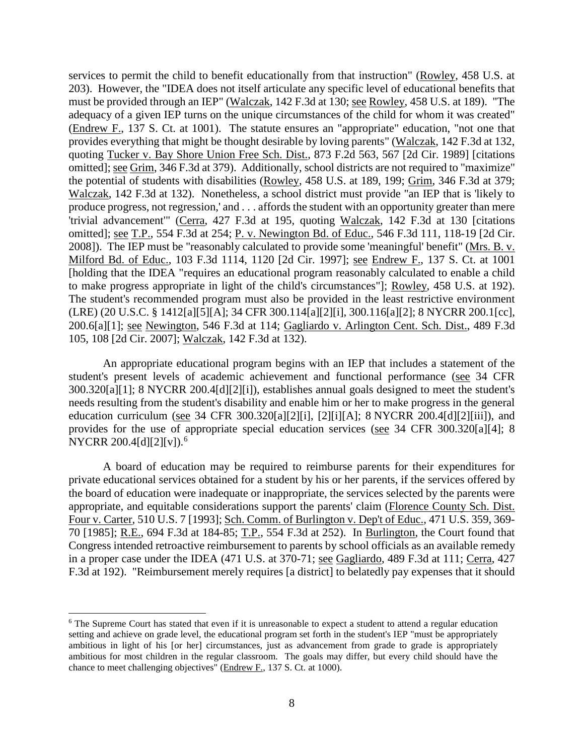services to permit the child to benefit educationally from that instruction" (Rowley, 458 U.S. at 203). However, the "IDEA does not itself articulate any specific level of educational benefits that must be provided through an IEP" (Walczak, 142 F.3d at 130; see Rowley, 458 U.S. at 189). "The adequacy of a given IEP turns on the unique circumstances of the child for whom it was created" (Endrew F., 137 S. Ct. at 1001). The statute ensures an "appropriate" education, "not one that provides everything that might be thought desirable by loving parents" (Walczak, 142 F.3d at 132, quoting Tucker v. Bay Shore Union Free Sch. Dist., 873 F.2d 563, 567 [2d Cir. 1989] [citations omitted]; see Grim, 346 F.3d at 379). Additionally, school districts are not required to "maximize" the potential of students with disabilities (Rowley, 458 U.S. at 189, 199; Grim, 346 F.3d at 379; Walczak, 142 F.3d at 132). Nonetheless, a school district must provide "an IEP that is 'likely to produce progress, not regression,' and . . . affords the student with an opportunity greater than mere 'trivial advancement'" (Cerra, 427 F.3d at 195, quoting Walczak, 142 F.3d at 130 [citations omitted]; see T.P., 554 F.3d at 254; P. v. Newington Bd. of Educ., 546 F.3d 111, 118-19 [2d Cir. 2008]). The IEP must be "reasonably calculated to provide some 'meaningful' benefit" (Mrs. B. v. Milford Bd. of Educ., 103 F.3d 1114, 1120 [2d Cir. 1997]; see Endrew F., 137 S. Ct. at 1001 [holding that the IDEA "requires an educational program reasonably calculated to enable a child to make progress appropriate in light of the child's circumstances"]; Rowley, 458 U.S. at 192). The student's recommended program must also be provided in the least restrictive environment (LRE) (20 U.S.C. § 1412[a][5][A]; 34 CFR 300.114[a][2][i], 300.116[a][2]; 8 NYCRR 200.1[cc], 200.6[a][1]; see Newington, 546 F.3d at 114; Gagliardo v. Arlington Cent. Sch. Dist., 489 F.3d 105, 108 [2d Cir. 2007]; Walczak, 142 F.3d at 132).

An appropriate educational program begins with an IEP that includes a statement of the student's present levels of academic achievement and functional performance (see 34 CFR 300.320[a][1]; 8 NYCRR 200.4[d][2][i]), establishes annual goals designed to meet the student's needs resulting from the student's disability and enable him or her to make progress in the general education curriculum (see 34 CFR 300.320[a][2][i], [2][i][A]; 8 NYCRR 200.4[d][2][iii]), and provides for the use of appropriate special education services (see 34 CFR 300.320[a][4]; 8 NYCRR 200.4[d][2][v]).[6]

A board of education may be required to reimburse parents for their expenditures for private educational services obtained for a student by his or her parents, if the services offered by the board of education were inadequate or inappropriate, the services selected by the parents were appropriate, and equitable considerations support the parents' claim (Florence County Sch. Dist. Four v. Carter, 510 U.S. 7 [1993]; Sch. Comm. of Burlington v. Dep't of Educ., 471 U.S. 359, 369-70 [1985]; R.E., 694 F.3d at 184-85; T.P., 554 F.3d at 252). In Burlington, the Court found that Congress intended retroactive reimbursement to parents by school officials as an available remedy in a proper case under the IDEA (471 U.S. at 370-71; see Gagliardo, 489 F.3d at 111; Cerra, 427 F.3d at 192). "Reimbursement merely requires [a district] to belatedly pay expenses that it should

[6] The Supreme Court has stated that even if it is unreasonable to expect a student to attend a regular education setting and achieve on grade level, the educational program set forth in the student's IEP "must be appropriately ambitious in light of his [or her] circumstances, just as advancement from grade to grade is appropriately ambitious for most children in the regular classroom. The goals may differ, but every child should have the chance to meet challenging objectives" (Endrew F., 137 S. Ct. at 1000).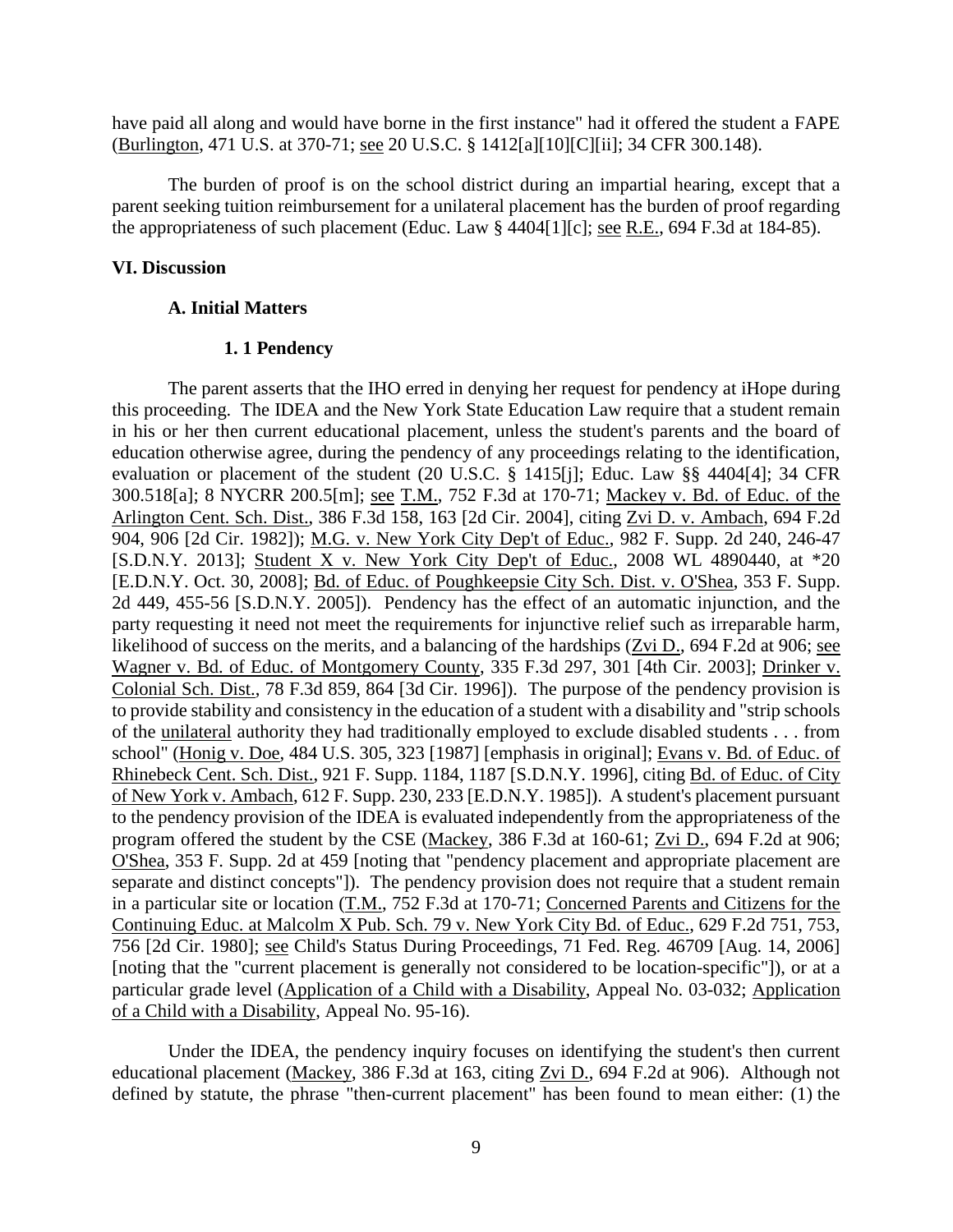have paid all along and would have borne in the first instance" had it offered the student a FAPE (Burlington, 471 U.S. at 370-71; see 20 U.S.C. § 1412[a][10][C][ii]; 34 CFR 300.148).

The burden of proof is on the school district during an impartial hearing, except that a parent seeking tuition reimbursement for a unilateral placement has the burden of proof regarding the appropriateness of such placement (Educ. Law § 4404[1][c]; see R.E., 694 F.3d at 184-85).

## VI. Discussion

### A. Initial Matters

#### 1. 1 Pendency

The parent asserts that the IHO erred in denying her request for pendency at iHope during this proceeding. The IDEA and the New York State Education Law require that a student remain in his or her then current educational placement, unless the student's parents and the board of education otherwise agree, during the pendency of any proceedings relating to the identification, evaluation or placement of the student (20 U.S.C. § 1415[j]; Educ. Law §§ 4404[4]; 34 CFR 300.518[a]; 8 NYCRR 200.5[m]; see T.M., 752 F.3d at 170-71; Mackey v. Bd. of Educ. of the Arlington Cent. Sch. Dist., 386 F.3d 158, 163 [2d Cir. 2004], citing Zvi D. v. Ambach, 694 F.2d 904, 906 [2d Cir. 1982]); M.G. v. New York City Dep't of Educ., 982 F. Supp. 2d 240, 246-47 [S.D.N.Y. 2013]; Student X v. New York City Dep't of Educ., 2008 WL 4890440, at *20 [E.D.N.Y. Oct. 30, 2008]; Bd. of Educ. of Poughkeepsie City Sch. Dist. v. O'Shea, 353 F. Supp. 2d 449, 455-56 [S.D.N.Y. 2005]). Pendency has the effect of an automatic injunction, and the party requesting it need not meet the requirements for injunctive relief such as irreparable harm, likelihood of success on the merits, and a balancing of the hardships (Zvi D., 694 F.2d at 906; see Wagner v. Bd. of Educ. of Montgomery County, 335 F.3d 297, 301 [4th Cir. 2003]; Drinker v. Colonial Sch. Dist., 78 F.3d 859, 864 [3d Cir. 1996]). The purpose of the pendency provision is to provide stability and consistency in the education of a student with a disability and "strip schools of the unilateral authority they had traditionally employed to exclude disabled students . . . from school" (Honig v. Doe, 484 U.S. 305, 323 [1987] [emphasis in original]; Evans v. Bd. of Educ. of Rhinebeck Cent. Sch. Dist., 921 F. Supp. 1184, 1187 [S.D.N.Y. 1996], citing Bd. of Educ. of City of New York v. Ambach, 612 F. Supp. 230, 233 [E.D.N.Y. 1985]). A student's placement pursuant to the pendency provision of the IDEA is evaluated independently from the appropriateness of the program offered the student by the CSE (Mackey, 386 F.3d at 160-61; Zvi D., 694 F.2d at 906; O'Shea, 353 F. Supp. 2d at 459 [noting that "pendency placement and appropriate placement are separate and distinct concepts"]). The pendency provision does not require that a student remain in a particular site or location (T.M., 752 F.3d at 170-71; Concerned Parents and Citizens for the Continuing Educ. at Malcolm X Pub. Sch. 79 v. New York City Bd. of Educ., 629 F.2d 751, 753, 756 [2d Cir. 1980]; see Child's Status During Proceedings, 71 Fed. Reg. 46709 [Aug. 14, 2006] [noting that the "current placement is generally not considered to be location-specific"]), or at a particular grade level (Application of a Child with a Disability, Appeal No. 03-032; Application of a Child with a Disability, Appeal No. 95-16).

Under the IDEA, the pendency inquiry focuses on identifying the student's then current educational placement (Mackey, 386 F.3d at 163, citing Zvi D., 694 F.2d at 906). Although not defined by statute, the phrase "then-current placement" has been found to mean either: (1) the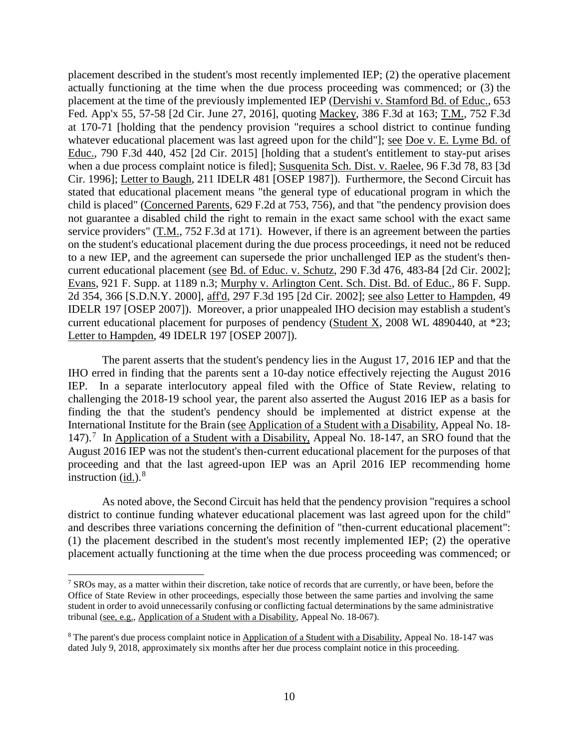placement described in the student's most recently implemented IEP; (2) the operative placement actually functioning at the time when the due process proceeding was commenced; or (3) the placement at the time of the previously implemented IEP (Dervishi v. Stamford Bd. of Educ., 653 Fed. App'x 55, 57-58 [2d Cir. June 27, 2016], quoting Mackey, 386 F.3d at 163; T.M., 752 F.3d at 170-71 [holding that the pendency provision "requires a school district to continue funding whatever educational placement was last agreed upon for the child"]; see Doe v. E. Lyme Bd. of Educ., 790 F.3d 440, 452 [2d Cir. 2015] [holding that a student's entitlement to stay-put arises when a due process complaint notice is filed]; Susquenita Sch. Dist. v. Raelee, 96 F.3d 78, 83 [3d Cir. 1996]; Letter to Baugh, 211 IDELR 481 [OSEP 1987]). Furthermore, the Second Circuit has stated that educational placement means "the general type of educational program in which the child is placed" (Concerned Parents, 629 F.2d at 753, 756), and that "the pendency provision does not guarantee a disabled child the right to remain in the exact same school with the exact same service providers" (T.M., 752 F.3d at 171). However, if there is an agreement between the parties on the student's educational placement during the due process proceedings, it need not be reduced to a new IEP, and the agreement can supersede the prior unchallenged IEP as the student's then-current educational placement (see Bd. of Educ. v. Schutz, 290 F.3d 476, 483-84 [2d Cir. 2002]; Evans, 921 F. Supp. at 1189 n.3; Murphy v. Arlington Cent. Sch. Dist. Bd. of Educ., 86 F. Supp. 2d 354, 366 [S.D.N.Y. 2000], aff'd, 297 F.3d 195 [2d Cir. 2002]; see also Letter to Hampden, 49 IDELR 197 [OSEP 2007]). Moreover, a prior unappealed IHO decision may establish a student's current educational placement for purposes of pendency (Student X, 2008 WL 4890440, at *23; Letter to Hampden, 49 IDELR 197 [OSEP 2007]).

The parent asserts that the student's pendency lies in the August 17, 2016 IEP and that the IHO erred in finding that the parents sent a 10-day notice effectively rejecting the August 2016 IEP. In a separate interlocutory appeal filed with the Office of State Review, relating to challenging the 2018-19 school year, the parent also asserted the August 2016 IEP as a basis for finding the that the student's pendency should be implemented at district expense at the International Institute for the Brain (see Application of a Student with a Disability, Appeal No. 18-147).[7] In Application of a Student with a Disability, Appeal No. 18-147, an SRO found that the August 2016 IEP was not the student's then-current educational placement for the purposes of that proceeding and that the last agreed-upon IEP was an April 2016 IEP recommending home instruction (id.).[8]

As noted above, the Second Circuit has held that the pendency provision "requires a school district to continue funding whatever educational placement was last agreed upon for the child" and describes three variations concerning the definition of "then-current educational placement": (1) the placement described in the student's most recently implemented IEP; (2) the operative placement actually functioning at the time when the due process proceeding was commenced; or

---

[7] SROs may, as a matter within their discretion, take notice of records that are currently, or have been, before the Office of State Review in other proceedings, especially those between the same parties and involving the same student in order to avoid unnecessarily confusing or conflicting factual determinations by the same administrative tribunal (see, e.g., Application of a Student with a Disability, Appeal No. 18-067).

[8] The parent's due process complaint notice in Application of a Student with a Disability, Appeal No. 18-147 was dated July 9, 2018, approximately six months after her due process complaint notice in this proceeding.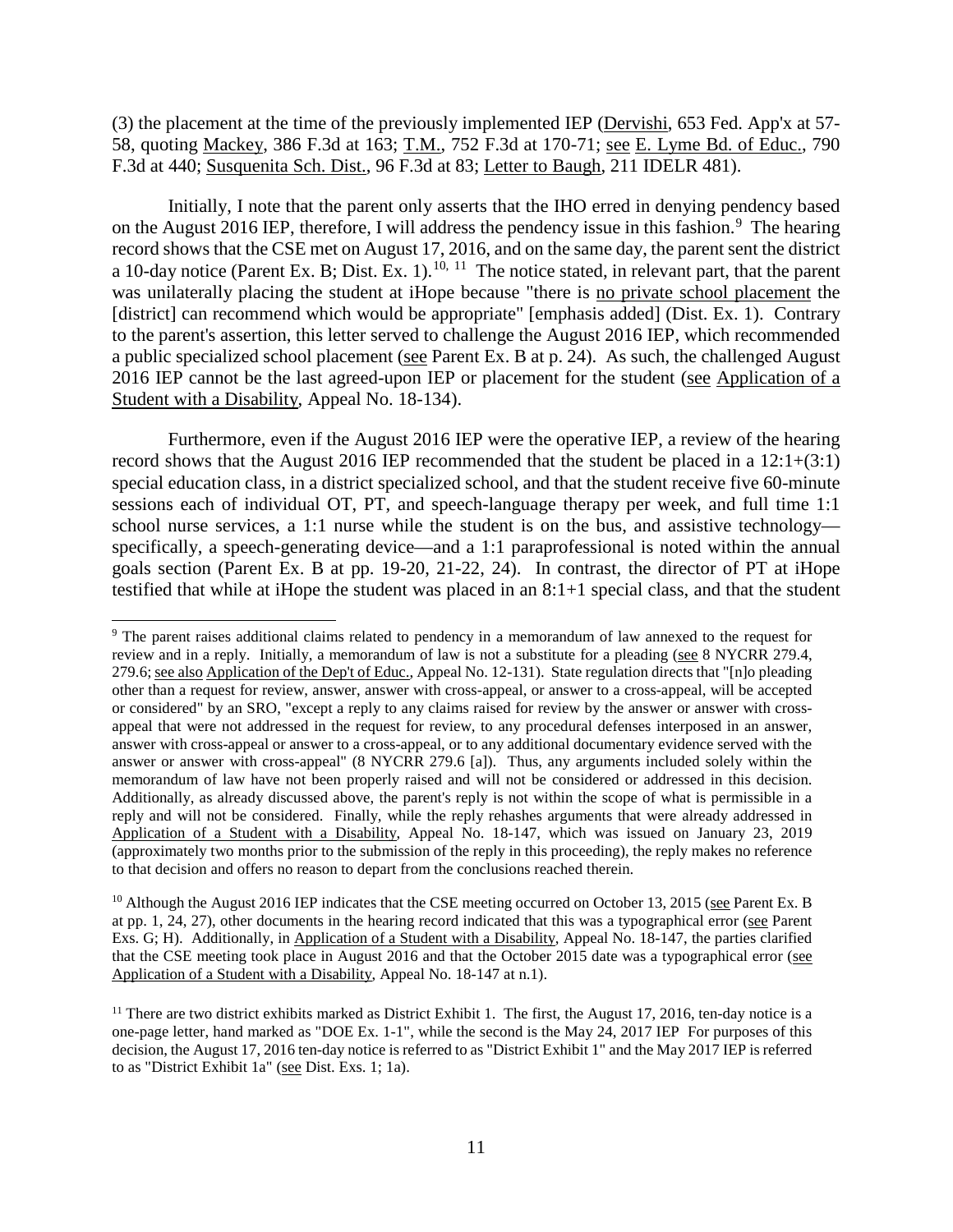(3) the placement at the time of the previously implemented IEP (Dervishi, 653 Fed. App'x at 57-58, quoting Mackey, 386 F.3d at 163; T.M., 752 F.3d at 170-71; see E. Lyme Bd. of Educ., 790 F.3d at 440; Susquenita Sch. Dist., 96 F.3d at 83; Letter to Baugh, 211 IDELR 481).

Initially, I note that the parent only asserts that the IHO erred in denying pendency based on the August 2016 IEP, therefore, I will address the pendency issue in this fashion.[9] The hearing record shows that the CSE met on August 17, 2016, and on the same day, the parent sent the district a 10-day notice (Parent Ex. B; Dist. Ex. 1).[10, 11] The notice stated, in relevant part, that the parent was unilaterally placing the student at iHope because "there is no private school placement the [district] can recommend which would be appropriate" [emphasis added] (Dist. Ex. 1). Contrary to the parent's assertion, this letter served to challenge the August 2016 IEP, which recommended a public specialized school placement (see Parent Ex. B at p. 24). As such, the challenged August 2016 IEP cannot be the last agreed-upon IEP or placement for the student (see Application of a Student with a Disability, Appeal No. 18-134).

Furthermore, even if the August 2016 IEP were the operative IEP, a review of the hearing record shows that the August 2016 IEP recommended that the student be placed in a 12:1+(3:1) special education class, in a district specialized school, and that the student receive five 60-minute sessions each of individual OT, PT, and speech-language therapy per week, and full time 1:1 school nurse services, a 1:1 nurse while the student is on the bus, and assistive technology—specifically, a speech-generating device—and a 1:1 paraprofessional is noted within the annual goals section (Parent Ex. B at pp. 19-20, 21-22, 24). In contrast, the director of PT at iHope testified that while at iHope the student was placed in an 8:1+1 special class, and that the student

---

[9] The parent raises additional claims related to pendency in a memorandum of law annexed to the request for review and in a reply. Initially, a memorandum of law is not a substitute for a pleading (see 8 NYCRR 279.4, 279.6; see also Application of the Dep't of Educ., Appeal No. 12-131). State regulation directs that "[n]o pleading other than a request for review, answer, answer with cross-appeal, or answer to a cross-appeal, will be accepted or considered" by an SRO, "except a reply to any claims raised for review by the answer or answer with cross-appeal that were not addressed in the request for review, to any procedural defenses interposed in an answer, answer with cross-appeal or answer to a cross-appeal, or to any additional documentary evidence served with the answer or answer with cross-appeal" (8 NYCRR 279.6 [a]). Thus, any arguments included solely within the memorandum of law have not been properly raised and will not be considered or addressed in this decision. Additionally, as already discussed above, the parent's reply is not within the scope of what is permissible in a reply and will not be considered. Finally, while the reply rehashes arguments that were already addressed in Application of a Student with a Disability, Appeal No. 18-147, which was issued on January 23, 2019 (approximately two months prior to the submission of the reply in this proceeding), the reply makes no reference to that decision and offers no reason to depart from the conclusions reached therein.

[10] Although the August 2016 IEP indicates that the CSE meeting occurred on October 13, 2015 (see Parent Ex. B at pp. 1, 24, 27), other documents in the hearing record indicated that this was a typographical error (see Parent Exs. G; H). Additionally, in Application of a Student with a Disability, Appeal No. 18-147, the parties clarified that the CSE meeting took place in August 2016 and that the October 2015 date was a typographical error (see Application of a Student with a Disability, Appeal No. 18-147 at n.1).

[11] There are two district exhibits marked as District Exhibit 1. The first, the August 17, 2016, ten-day notice is a one-page letter, hand marked as "DOE Ex. 1-1", while the second is the May 24, 2017 IEP For purposes of this decision, the August 17, 2016 ten-day notice is referred to as "District Exhibit 1" and the May 2017 IEP is referred to as "District Exhibit 1a" (see Dist. Exs. 1; 1a).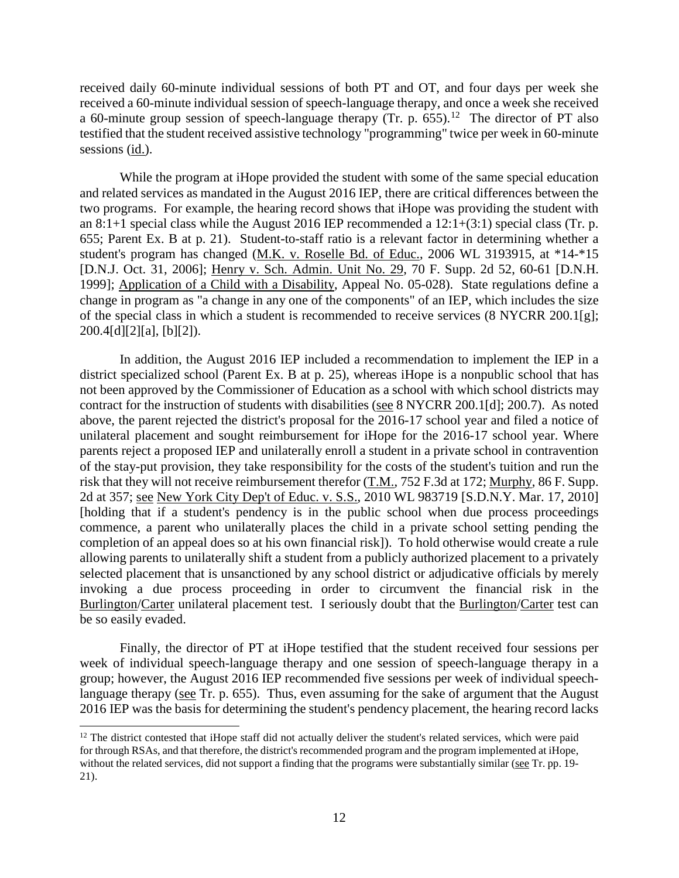received daily 60-minute individual sessions of both PT and OT, and four days per week she received a 60-minute individual session of speech-language therapy, and once a week she received a 60-minute group session of speech-language therapy (Tr. p. 655).[12] The director of PT also testified that the student received assistive technology "programming" twice per week in 60-minute sessions (id.).

While the program at iHope provided the student with some of the same special education and related services as mandated in the August 2016 IEP, there are critical differences between the two programs. For example, the hearing record shows that iHope was providing the student with an 8:1+1 special class while the August 2016 IEP recommended a 12:1+(3:1) special class (Tr. p. 655; Parent Ex. B at p. 21). Student-to-staff ratio is a relevant factor in determining whether a student's program has changed (M.K. v. Roselle Bd. of Educ., 2006 WL 3193915, at *14-*15 [D.N.J. Oct. 31, 2006]; Henry v. Sch. Admin. Unit No. 29, 70 F. Supp. 2d 52, 60-61 [D.N.H. 1999]; Application of a Child with a Disability, Appeal No. 05-028). State regulations define a change in program as "a change in any one of the components" of an IEP, which includes the size of the special class in which a student is recommended to receive services (8 NYCRR 200.1[g]; 200.4[d][2][a], [b][2]).

In addition, the August 2016 IEP included a recommendation to implement the IEP in a district specialized school (Parent Ex. B at p. 25), whereas iHope is a nonpublic school that has not been approved by the Commissioner of Education as a school with which school districts may contract for the instruction of students with disabilities (see 8 NYCRR 200.1[d]; 200.7). As noted above, the parent rejected the district's proposal for the 2016-17 school year and filed a notice of unilateral placement and sought reimbursement for iHope for the 2016-17 school year. Where parents reject a proposed IEP and unilaterally enroll a student in a private school in contravention of the stay-put provision, they take responsibility for the costs of the student's tuition and run the risk that they will not receive reimbursement therefor (T.M., 752 F.3d at 172; Murphy, 86 F. Supp. 2d at 357; see New York City Dep't of Educ. v. S.S., 2010 WL 983719 [S.D.N.Y. Mar. 17, 2010] [holding that if a student's pendency is in the public school when due process proceedings commence, a parent who unilaterally places the child in a private school setting pending the completion of an appeal does so at his own financial risk]). To hold otherwise would create a rule allowing parents to unilaterally shift a student from a publicly authorized placement to a privately selected placement that is unsanctioned by any school district or adjudicative officials by merely invoking a due process proceeding in order to circumvent the financial risk in the Burlington/Carter unilateral placement test. I seriously doubt that the Burlington/Carter test can be so easily evaded.

Finally, the director of PT at iHope testified that the student received four sessions per week of individual speech-language therapy and one session of speech-language therapy in a group; however, the August 2016 IEP recommended five sessions per week of individual speech-language therapy (see Tr. p. 655). Thus, even assuming for the sake of argument that the August 2016 IEP was the basis for determining the student's pendency placement, the hearing record lacks

[12] The district contested that iHope staff did not actually deliver the student's related services, which were paid for through RSAs, and that therefore, the district's recommended program and the program implemented at iHope, without the related services, did not support a finding that the programs were substantially similar (see Tr. pp. 19-21).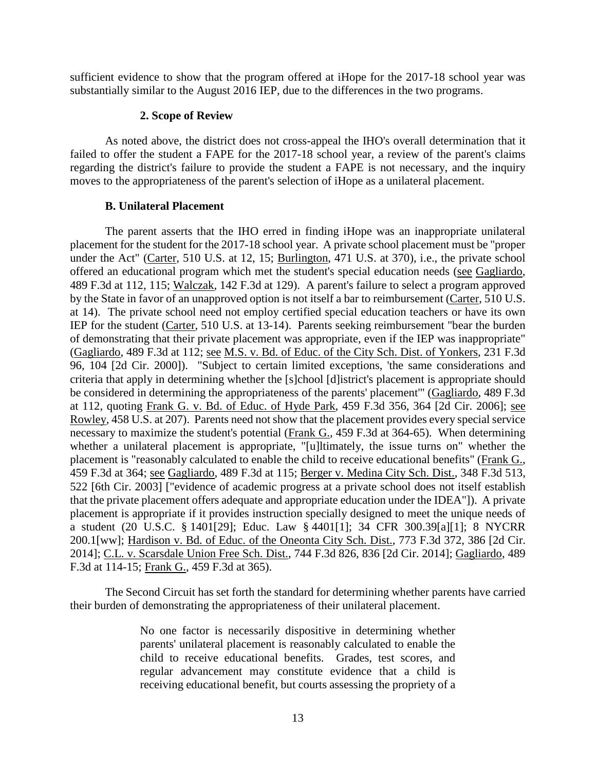sufficient evidence to show that the program offered at iHope for the 2017-18 school year was substantially similar to the August 2016 IEP, due to the differences in the two programs.

### 2. Scope of Review

As noted above, the district does not cross-appeal the IHO's overall determination that it failed to offer the student a FAPE for the 2017-18 school year, a review of the parent's claims regarding the district's failure to provide the student a FAPE is not necessary, and the inquiry moves to the appropriateness of the parent's selection of iHope as a unilateral placement.

### B. Unilateral Placement

The parent asserts that the IHO erred in finding iHope was an inappropriate unilateral placement for the student for the 2017-18 school year. A private school placement must be "proper under the Act" (Carter, 510 U.S. at 12, 15; Burlington, 471 U.S. at 370), i.e., the private school offered an educational program which met the student's special education needs (see Gagliardo, 489 F.3d at 112, 115; Walczak, 142 F.3d at 129). A parent's failure to select a program approved by the State in favor of an unapproved option is not itself a bar to reimbursement (Carter, 510 U.S. at 14). The private school need not employ certified special education teachers or have its own IEP for the student (Carter, 510 U.S. at 13-14). Parents seeking reimbursement "bear the burden of demonstrating that their private placement was appropriate, even if the IEP was inappropriate" (Gagliardo, 489 F.3d at 112; see M.S. v. Bd. of Educ. of the City Sch. Dist. of Yonkers, 231 F.3d 96, 104 [2d Cir. 2000]). "Subject to certain limited exceptions, 'the same considerations and criteria that apply in determining whether the [s]chool [d]istrict's placement is appropriate should be considered in determining the appropriateness of the parents' placement'" (Gagliardo, 489 F.3d at 112, quoting Frank G. v. Bd. of Educ. of Hyde Park, 459 F.3d 356, 364 [2d Cir. 2006]; see Rowley, 458 U.S. at 207). Parents need not show that the placement provides every special service necessary to maximize the student's potential (Frank G., 459 F.3d at 364-65). When determining whether a unilateral placement is appropriate, "[u]ltimately, the issue turns on" whether the placement is "reasonably calculated to enable the child to receive educational benefits" (Frank G., 459 F.3d at 364; see Gagliardo, 489 F.3d at 115; Berger v. Medina City Sch. Dist., 348 F.3d 513, 522 [6th Cir. 2003] ["evidence of academic progress at a private school does not itself establish that the private placement offers adequate and appropriate education under the IDEA"]). A private placement is appropriate if it provides instruction specially designed to meet the unique needs of a student (20 U.S.C. § 1401[29]; Educ. Law § 4401[1]; 34 CFR 300.39[a][1]; 8 NYCRR 200.1[ww]; Hardison v. Bd. of Educ. of the Oneonta City Sch. Dist., 773 F.3d 372, 386 [2d Cir. 2014]; C.L. v. Scarsdale Union Free Sch. Dist., 744 F.3d 826, 836 [2d Cir. 2014]; Gagliardo, 489 F.3d at 114-15; Frank G., 459 F.3d at 365).

The Second Circuit has set forth the standard for determining whether parents have carried their burden of demonstrating the appropriateness of their unilateral placement.

> No one factor is necessarily dispositive in determining whether parents' unilateral placement is reasonably calculated to enable the child to receive educational benefits. Grades, test scores, and regular advancement may constitute evidence that a child is receiving educational benefit, but courts assessing the propriety of a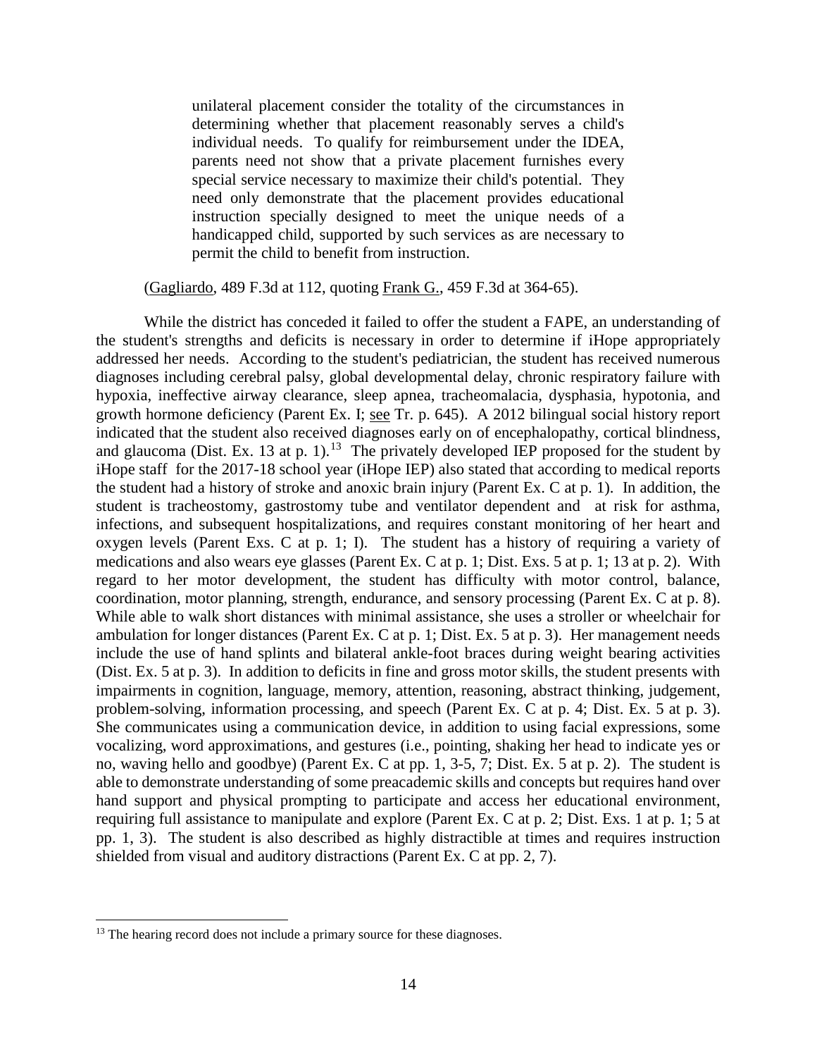> unilateral placement consider the totality of the circumstances in determining whether that placement reasonably serves a child's individual needs. To qualify for reimbursement under the IDEA, parents need not show that a private placement furnishes every special service necessary to maximize their child's potential. They need only demonstrate that the placement provides educational instruction specially designed to meet the unique needs of a handicapped child, supported by such services as are necessary to permit the child to benefit from instruction.

(Gagliardo, 489 F.3d at 112, quoting Frank G., 459 F.3d at 364-65).

While the district has conceded it failed to offer the student a FAPE, an understanding of the student's strengths and deficits is necessary in order to determine if iHope appropriately addressed her needs. According to the student's pediatrician, the student has received numerous diagnoses including cerebral palsy, global developmental delay, chronic respiratory failure with hypoxia, ineffective airway clearance, sleep apnea, tracheomalacia, dysphasia, hypotonia, and growth hormone deficiency (Parent Ex. I; see Tr. p. 645). A 2012 bilingual social history report indicated that the student also received diagnoses early on of encephalopathy, cortical blindness, and glaucoma (Dist. Ex. 13 at p. 1).[13] The privately developed IEP proposed for the student by iHope staff for the 2017-18 school year (iHope IEP) also stated that according to medical reports the student had a history of stroke and anoxic brain injury (Parent Ex. C at p. 1). In addition, the student is tracheostomy, gastrostomy tube and ventilator dependent and at risk for asthma, infections, and subsequent hospitalizations, and requires constant monitoring of her heart and oxygen levels (Parent Exs. C at p. 1; I). The student has a history of requiring a variety of medications and also wears eye glasses (Parent Ex. C at p. 1; Dist. Exs. 5 at p. 1; 13 at p. 2). With regard to her motor development, the student has difficulty with motor control, balance, coordination, motor planning, strength, endurance, and sensory processing (Parent Ex. C at p. 8). While able to walk short distances with minimal assistance, she uses a stroller or wheelchair for ambulation for longer distances (Parent Ex. C at p. 1; Dist. Ex. 5 at p. 3). Her management needs include the use of hand splints and bilateral ankle-foot braces during weight bearing activities (Dist. Ex. 5 at p. 3). In addition to deficits in fine and gross motor skills, the student presents with impairments in cognition, language, memory, attention, reasoning, abstract thinking, judgement, problem-solving, information processing, and speech (Parent Ex. C at p. 4; Dist. Ex. 5 at p. 3). She communicates using a communication device, in addition to using facial expressions, some vocalizing, word approximations, and gestures (i.e., pointing, shaking her head to indicate yes or no, waving hello and goodbye) (Parent Ex. C at pp. 1, 3-5, 7; Dist. Ex. 5 at p. 2). The student is able to demonstrate understanding of some preacademic skills and concepts but requires hand over hand support and physical prompting to participate and access her educational environment, requiring full assistance to manipulate and explore (Parent Ex. C at p. 2; Dist. Exs. 1 at p. 1; 5 at pp. 1, 3). The student is also described as highly distractible at times and requires instruction shielded from visual and auditory distractions (Parent Ex. C at pp. 2, 7).

---

[13] The hearing record does not include a primary source for these diagnoses.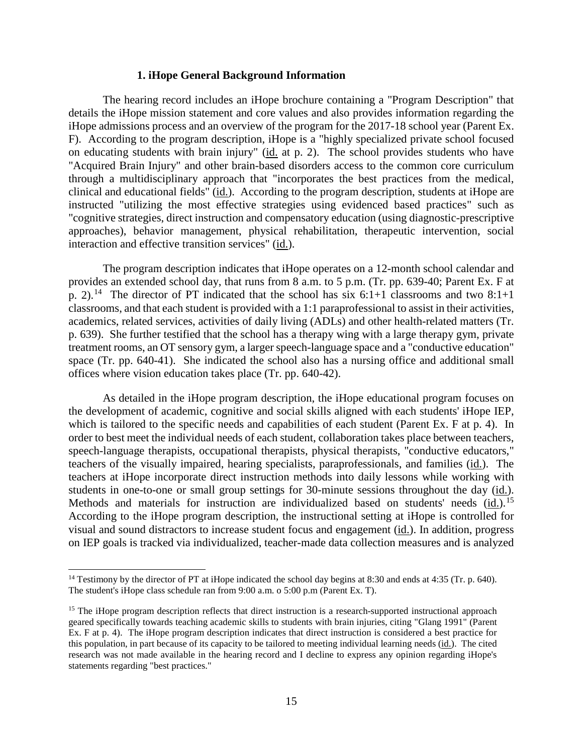### 1. iHope General Background Information

The hearing record includes an iHope brochure containing a "Program Description" that details the iHope mission statement and core values and also provides information regarding the iHope admissions process and an overview of the program for the 2017-18 school year (Parent Ex. F). According to the program description, iHope is a "highly specialized private school focused on educating students with brain injury" (id. at p. 2). The school provides students who have "Acquired Brain Injury" and other brain-based disorders access to the common core curriculum through a multidisciplinary approach that "incorporates the best practices from the medical, clinical and educational fields" (id.). According to the program description, students at iHope are instructed "utilizing the most effective strategies using evidenced based practices" such as "cognitive strategies, direct instruction and compensatory education (using diagnostic-prescriptive approaches), behavior management, physical rehabilitation, therapeutic intervention, social interaction and effective transition services" (id.).

The program description indicates that iHope operates on a 12-month school calendar and provides an extended school day, that runs from 8 a.m. to 5 p.m. (Tr. pp. 639-40; Parent Ex. F at p. 2).[14] The director of PT indicated that the school has six 6:1+1 classrooms and two 8:1+1 classrooms, and that each student is provided with a 1:1 paraprofessional to assist in their activities, academics, related services, activities of daily living (ADLs) and other health-related matters (Tr. p. 639). She further testified that the school has a therapy wing with a large therapy gym, private treatment rooms, an OT sensory gym, a larger speech-language space and a "conductive education" space (Tr. pp. 640-41). She indicated the school also has a nursing office and additional small offices where vision education takes place (Tr. pp. 640-42).

As detailed in the iHope program description, the iHope educational program focuses on the development of academic, cognitive and social skills aligned with each students' iHope IEP, which is tailored to the specific needs and capabilities of each student (Parent Ex. F at p. 4). In order to best meet the individual needs of each student, collaboration takes place between teachers, speech-language therapists, occupational therapists, physical therapists, "conductive educators," teachers of the visually impaired, hearing specialists, paraprofessionals, and families (id.). The teachers at iHope incorporate direct instruction methods into daily lessons while working with students in one-to-one or small group settings for 30-minute sessions throughout the day (id.). Methods and materials for instruction are individualized based on students' needs (id.).[15] According to the iHope program description, the instructional setting at iHope is controlled for visual and sound distractors to increase student focus and engagement (id.). In addition, progress on IEP goals is tracked via individualized, teacher-made data collection measures and is analyzed

---

[14] Testimony by the director of PT at iHope indicated the school day begins at 8:30 and ends at 4:35 (Tr. p. 640). The student's iHope class schedule ran from 9:00 a.m. o 5:00 p.m (Parent Ex. T).

[15] The iHope program description reflects that direct instruction is a research-supported instructional approach geared specifically towards teaching academic skills to students with brain injuries, citing "Glang 1991" (Parent Ex. F at p. 4). The iHope program description indicates that direct instruction is considered a best practice for this population, in part because of its capacity to be tailored to meeting individual learning needs (id.). The cited research was not made available in the hearing record and I decline to express any opinion regarding iHope's statements regarding "best practices."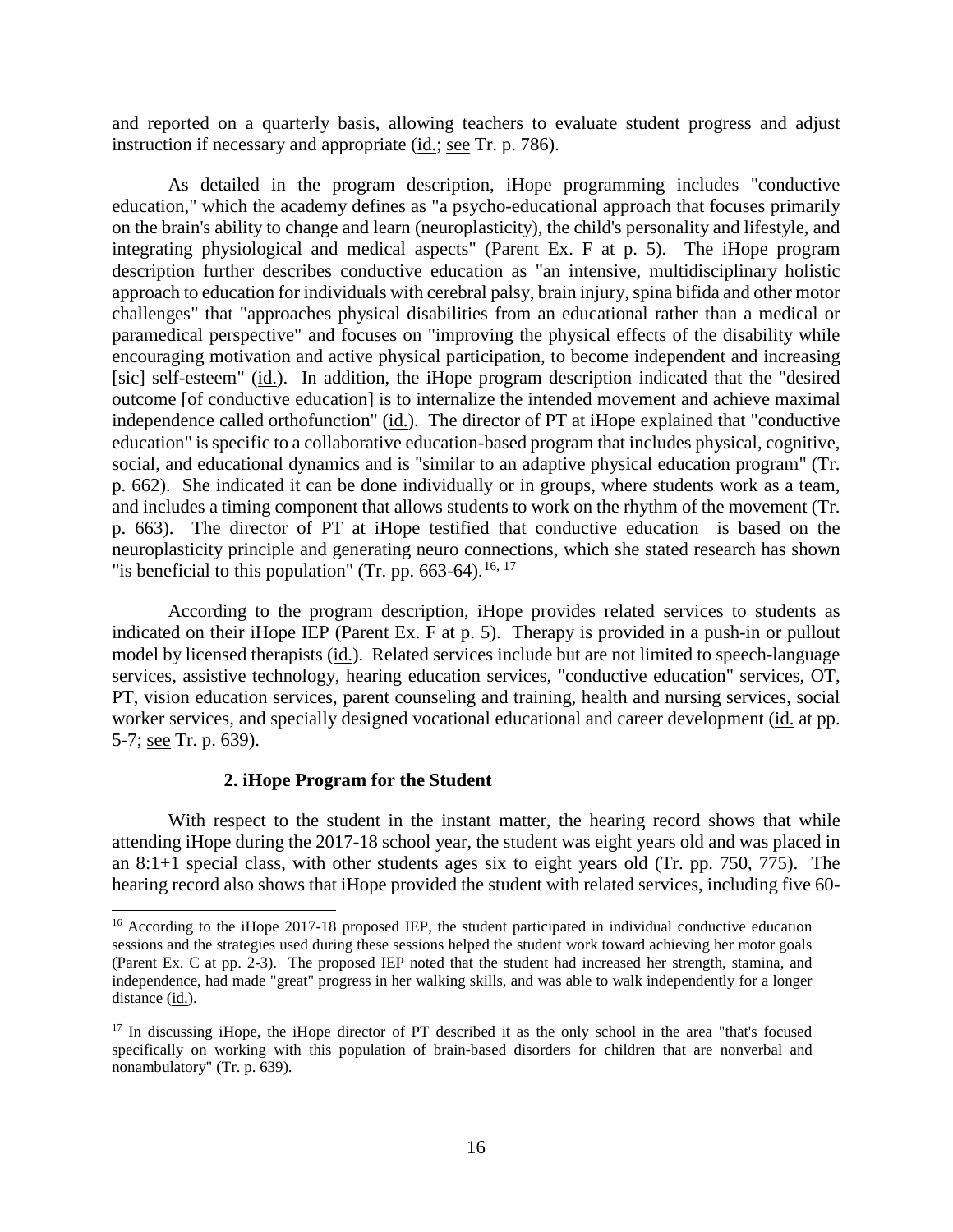and reported on a quarterly basis, allowing teachers to evaluate student progress and adjust instruction if necessary and appropriate (id.; see Tr. p. 786).

As detailed in the program description, iHope programming includes "conductive education," which the academy defines as "a psycho-educational approach that focuses primarily on the brain's ability to change and learn (neuroplasticity), the child's personality and lifestyle, and integrating physiological and medical aspects" (Parent Ex. F at p. 5). The iHope program description further describes conductive education as "an intensive, multidisciplinary holistic approach to education for individuals with cerebral palsy, brain injury, spina bifida and other motor challenges" that "approaches physical disabilities from an educational rather than a medical or paramedical perspective" and focuses on "improving the physical effects of the disability while encouraging motivation and active physical participation, to become independent and increasing [sic] self-esteem" (id.). In addition, the iHope program description indicated that the "desired outcome [of conductive education] is to internalize the intended movement and achieve maximal independence called orthofunction" (id.). The director of PT at iHope explained that "conductive education" is specific to a collaborative education-based program that includes physical, cognitive, social, and educational dynamics and is "similar to an adaptive physical education program" (Tr. p. 662). She indicated it can be done individually or in groups, where students work as a team, and includes a timing component that allows students to work on the rhythm of the movement (Tr. p. 663). The director of PT at iHope testified that conductive education is based on the neuroplasticity principle and generating neuro connections, which she stated research has shown "is beneficial to this population" (Tr. pp. 663-64).[16, 17]

According to the program description, iHope provides related services to students as indicated on their iHope IEP (Parent Ex. F at p. 5). Therapy is provided in a push-in or pullout model by licensed therapists (id.). Related services include but are not limited to speech-language services, assistive technology, hearing education services, "conductive education" services, OT, PT, vision education services, parent counseling and training, health and nursing services, social worker services, and specially designed vocational educational and career development (id. at pp. 5-7; see Tr. p. 639).

### 2. iHope Program for the Student

With respect to the student in the instant matter, the hearing record shows that while attending iHope during the 2017-18 school year, the student was eight years old and was placed in an 8:1+1 special class, with other students ages six to eight years old (Tr. pp. 750, 775). The hearing record also shows that iHope provided the student with related services, including five 60-

---

[16] According to the iHope 2017-18 proposed IEP, the student participated in individual conductive education sessions and the strategies used during these sessions helped the student work toward achieving her motor goals (Parent Ex. C at pp. 2-3). The proposed IEP noted that the student had increased her strength, stamina, and independence, had made "great" progress in her walking skills, and was able to walk independently for a longer distance (id.).

[17] In discussing iHope, the iHope director of PT described it as the only school in the area "that's focused specifically on working with this population of brain-based disorders for children that are nonverbal and nonambulatory" (Tr. p. 639).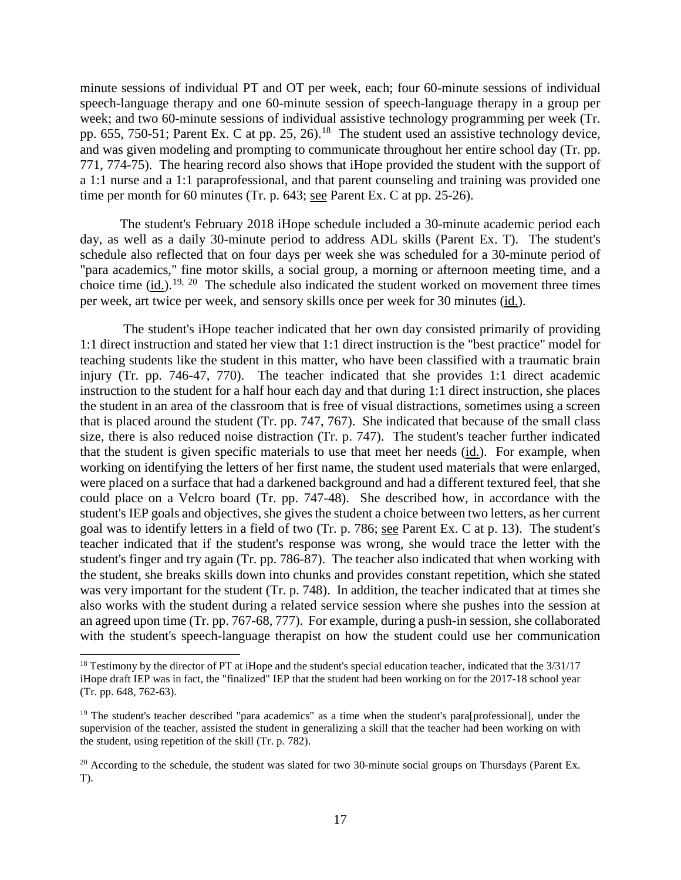minute sessions of individual PT and OT per week, each; four 60-minute sessions of individual speech-language therapy and one 60-minute session of speech-language therapy in a group per week; and two 60-minute sessions of individual assistive technology programming per week (Tr. pp. 655, 750-51; Parent Ex. C at pp. 25, 26).[18] The student used an assistive technology device, and was given modeling and prompting to communicate throughout her entire school day (Tr. pp. 771, 774-75). The hearing record also shows that iHope provided the student with the support of a 1:1 nurse and a 1:1 paraprofessional, and that parent counseling and training was provided one time per month for 60 minutes (Tr. p. 643; see Parent Ex. C at pp. 25-26).

The student's February 2018 iHope schedule included a 30-minute academic period each day, as well as a daily 30-minute period to address ADL skills (Parent Ex. T). The student's schedule also reflected that on four days per week she was scheduled for a 30-minute period of "para academics," fine motor skills, a social group, a morning or afternoon meeting time, and a choice time (id.).[19, 20] The schedule also indicated the student worked on movement three times per week, art twice per week, and sensory skills once per week for 30 minutes (id.).

The student's iHope teacher indicated that her own day consisted primarily of providing 1:1 direct instruction and stated her view that 1:1 direct instruction is the "best practice" model for teaching students like the student in this matter, who have been classified with a traumatic brain injury (Tr. pp. 746-47, 770). The teacher indicated that she provides 1:1 direct academic instruction to the student for a half hour each day and that during 1:1 direct instruction, she places the student in an area of the classroom that is free of visual distractions, sometimes using a screen that is placed around the student (Tr. pp. 747, 767). She indicated that because of the small class size, there is also reduced noise distraction (Tr. p. 747). The student's teacher further indicated that the student is given specific materials to use that meet her needs (id.). For example, when working on identifying the letters of her first name, the student used materials that were enlarged, were placed on a surface that had a darkened background and had a different textured feel, that she could place on a Velcro board (Tr. pp. 747-48). She described how, in accordance with the student's IEP goals and objectives, she gives the student a choice between two letters, as her current goal was to identify letters in a field of two (Tr. p. 786; see Parent Ex. C at p. 13). The student's teacher indicated that if the student's response was wrong, she would trace the letter with the student's finger and try again (Tr. pp. 786-87). The teacher also indicated that when working with the student, she breaks skills down into chunks and provides constant repetition, which she stated was very important for the student (Tr. p. 748). In addition, the teacher indicated that at times she also works with the student during a related service session where she pushes into the session at an agreed upon time (Tr. pp. 767-68, 777). For example, during a push-in session, she collaborated with the student's speech-language therapist on how the student could use her communication

[18] Testimony by the director of PT at iHope and the student's special education teacher, indicated that the 3/31/17 iHope draft IEP was in fact, the "finalized" IEP that the student had been working on for the 2017-18 school year (Tr. pp. 648, 762-63).

[19] The student's teacher described "para academics" as a time when the student's para[professional], under the supervision of the teacher, assisted the student in generalizing a skill that the teacher had been working on with the student, using repetition of the skill (Tr. p. 782).

[20] According to the schedule, the student was slated for two 30-minute social groups on Thursdays (Parent Ex. T).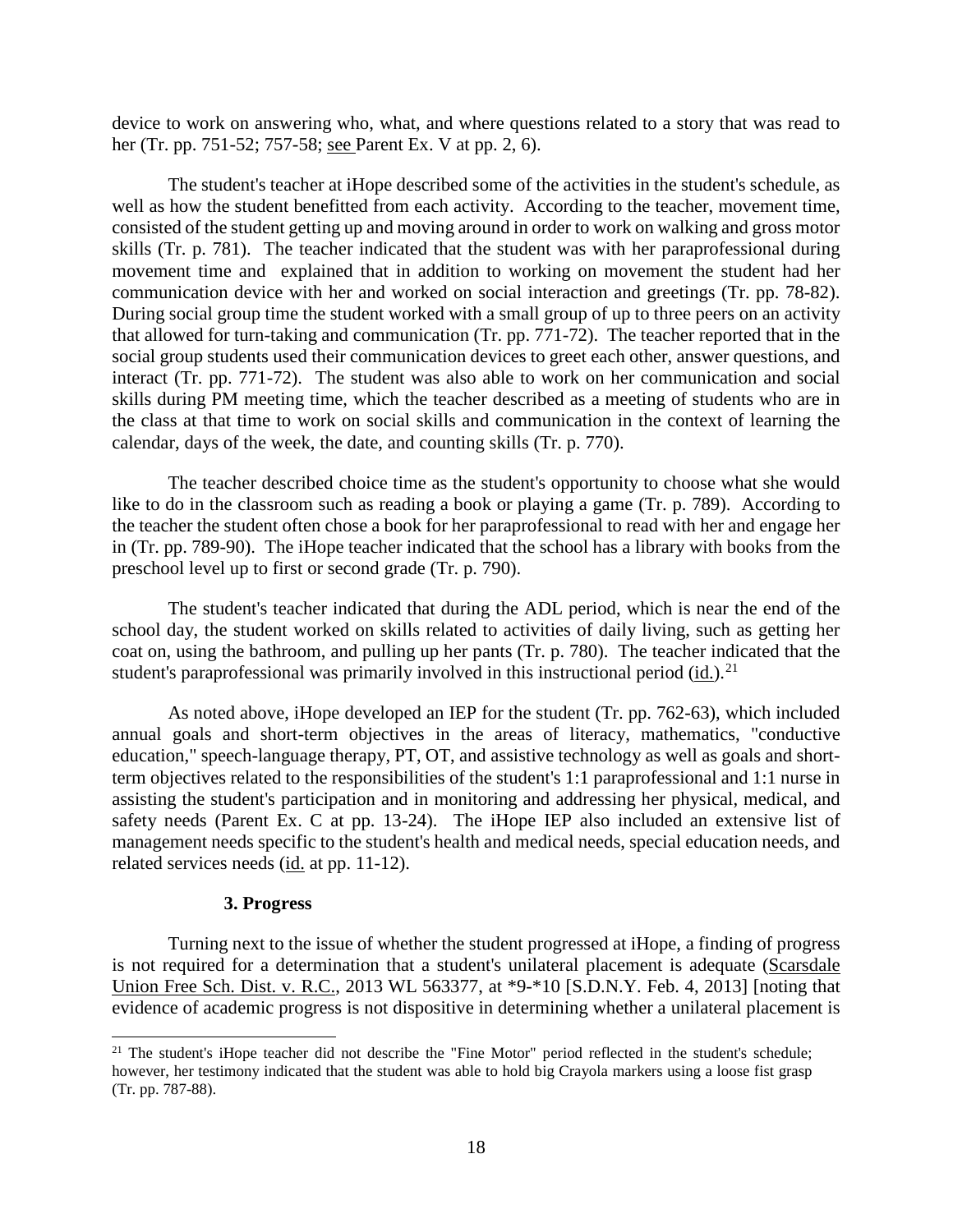device to work on answering who, what, and where questions related to a story that was read to her (Tr. pp. 751-52; 757-58; see Parent Ex. V at pp. 2, 6).

The student's teacher at iHope described some of the activities in the student's schedule, as well as how the student benefitted from each activity. According to the teacher, movement time, consisted of the student getting up and moving around in order to work on walking and gross motor skills (Tr. p. 781). The teacher indicated that the student was with her paraprofessional during movement time and explained that in addition to working on movement the student had her communication device with her and worked on social interaction and greetings (Tr. pp. 78-82). During social group time the student worked with a small group of up to three peers on an activity that allowed for turn-taking and communication (Tr. pp. 771-72). The teacher reported that in the social group students used their communication devices to greet each other, answer questions, and interact (Tr. pp. 771-72). The student was also able to work on her communication and social skills during PM meeting time, which the teacher described as a meeting of students who are in the class at that time to work on social skills and communication in the context of learning the calendar, days of the week, the date, and counting skills (Tr. p. 770).

The teacher described choice time as the student's opportunity to choose what she would like to do in the classroom such as reading a book or playing a game (Tr. p. 789). According to the teacher the student often chose a book for her paraprofessional to read with her and engage her in (Tr. pp. 789-90). The iHope teacher indicated that the school has a library with books from the preschool level up to first or second grade (Tr. p. 790).

The student's teacher indicated that during the ADL period, which is near the end of the school day, the student worked on skills related to activities of daily living, such as getting her coat on, using the bathroom, and pulling up her pants (Tr. p. 780). The teacher indicated that the student's paraprofessional was primarily involved in this instructional period (id.).[21]

As noted above, iHope developed an IEP for the student (Tr. pp. 762-63), which included annual goals and short-term objectives in the areas of literacy, mathematics, "conductive education," speech-language therapy, PT, OT, and assistive technology as well as goals and short-term objectives related to the responsibilities of the student's 1:1 paraprofessional and 1:1 nurse in assisting the student's participation and in monitoring and addressing her physical, medical, and safety needs (Parent Ex. C at pp. 13-24). The iHope IEP also included an extensive list of management needs specific to the student's health and medical needs, special education needs, and related services needs (id. at pp. 11-12).

### 3. Progress

Turning next to the issue of whether the student progressed at iHope, a finding of progress is not required for a determination that a student's unilateral placement is adequate (Scarsdale Union Free Sch. Dist. v. R.C., 2013 WL 563377, at *9-*10 [S.D.N.Y. Feb. 4, 2013] [noting that evidence of academic progress is not dispositive in determining whether a unilateral placement is

---

[21] The student's iHope teacher did not describe the "Fine Motor" period reflected in the student's schedule; however, her testimony indicated that the student was able to hold big Crayola markers using a loose fist grasp (Tr. pp. 787-88).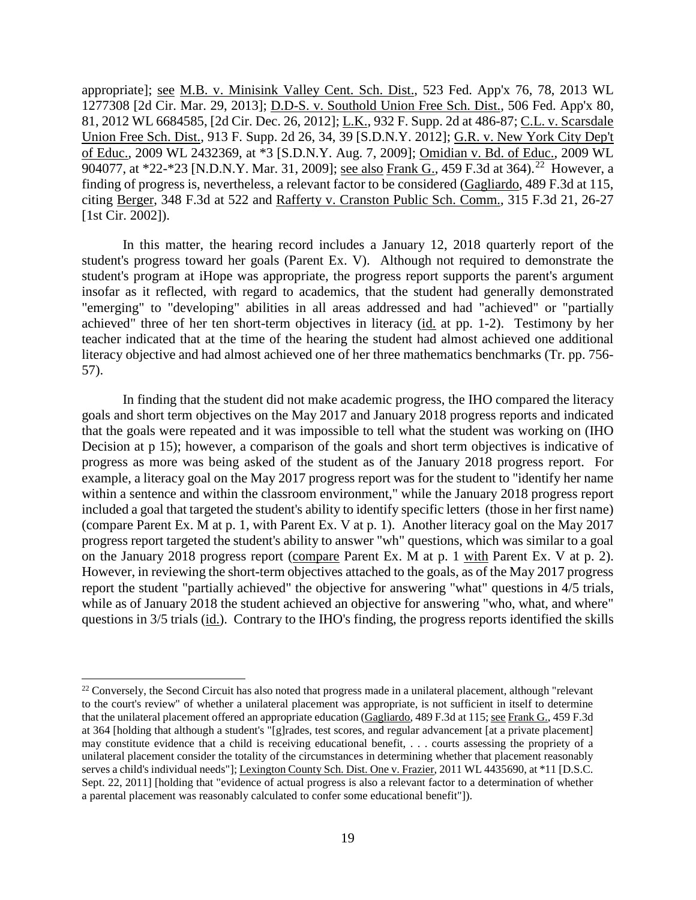appropriate]; see M.B. v. Minisink Valley Cent. Sch. Dist., 523 Fed. App'x 76, 78, 2013 WL 1277308 [2d Cir. Mar. 29, 2013]; D.D-S. v. Southold Union Free Sch. Dist., 506 Fed. App'x 80, 81, 2012 WL 6684585, [2d Cir. Dec. 26, 2012]; L.K., 932 F. Supp. 2d at 486-87; C.L. v. Scarsdale Union Free Sch. Dist., 913 F. Supp. 2d 26, 34, 39 [S.D.N.Y. 2012]; G.R. v. New York City Dep't of Educ., 2009 WL 2432369, at *3 [S.D.N.Y. Aug. 7, 2009]; Omidian v. Bd. of Educ., 2009 WL 904077, at *22-*23 [N.D.N.Y. Mar. 31, 2009]; see also Frank G., 459 F.3d at 364).[22] However, a finding of progress is, nevertheless, a relevant factor to be considered (Gagliardo, 489 F.3d at 115, citing Berger, 348 F.3d at 522 and Rafferty v. Cranston Public Sch. Comm., 315 F.3d 21, 26-27 [1st Cir. 2002]).

In this matter, the hearing record includes a January 12, 2018 quarterly report of the student's progress toward her goals (Parent Ex. V). Although not required to demonstrate the student's program at iHope was appropriate, the progress report supports the parent's argument insofar as it reflected, with regard to academics, that the student had generally demonstrated "emerging" to "developing" abilities in all areas addressed and had "achieved" or "partially achieved" three of her ten short-term objectives in literacy (id. at pp. 1-2). Testimony by her teacher indicated that at the time of the hearing the student had almost achieved one additional literacy objective and had almost achieved one of her three mathematics benchmarks (Tr. pp. 756-57).

In finding that the student did not make academic progress, the IHO compared the literacy goals and short term objectives on the May 2017 and January 2018 progress reports and indicated that the goals were repeated and it was impossible to tell what the student was working on (IHO Decision at p 15); however, a comparison of the goals and short term objectives is indicative of progress as more was being asked of the student as of the January 2018 progress report. For example, a literacy goal on the May 2017 progress report was for the student to "identify her name within a sentence and within the classroom environment," while the January 2018 progress report included a goal that targeted the student's ability to identify specific letters (those in her first name) (compare Parent Ex. M at p. 1, with Parent Ex. V at p. 1). Another literacy goal on the May 2017 progress report targeted the student's ability to answer "wh" questions, which was similar to a goal on the January 2018 progress report (compare Parent Ex. M at p. 1 with Parent Ex. V at p. 2). However, in reviewing the short-term objectives attached to the goals, as of the May 2017 progress report the student "partially achieved" the objective for answering "what" questions in 4/5 trials, while as of January 2018 the student achieved an objective for answering "who, what, and where" questions in 3/5 trials (id.). Contrary to the IHO's finding, the progress reports identified the skills

---

[22] Conversely, the Second Circuit has also noted that progress made in a unilateral placement, although "relevant to the court's review" of whether a unilateral placement was appropriate, is not sufficient in itself to determine that the unilateral placement offered an appropriate education (Gagliardo, 489 F.3d at 115; see Frank G., 459 F.3d at 364 [holding that although a student's "[g]rades, test scores, and regular advancement [at a private placement] may constitute evidence that a child is receiving educational benefit, . . . courts assessing the propriety of a unilateral placement consider the totality of the circumstances in determining whether that placement reasonably serves a child's individual needs"]; Lexington County Sch. Dist. One v. Frazier, 2011 WL 4435690, at *11 [D.S.C. Sept. 22, 2011] [holding that "evidence of actual progress is also a relevant factor to a determination of whether a parental placement was reasonably calculated to confer some educational benefit"]).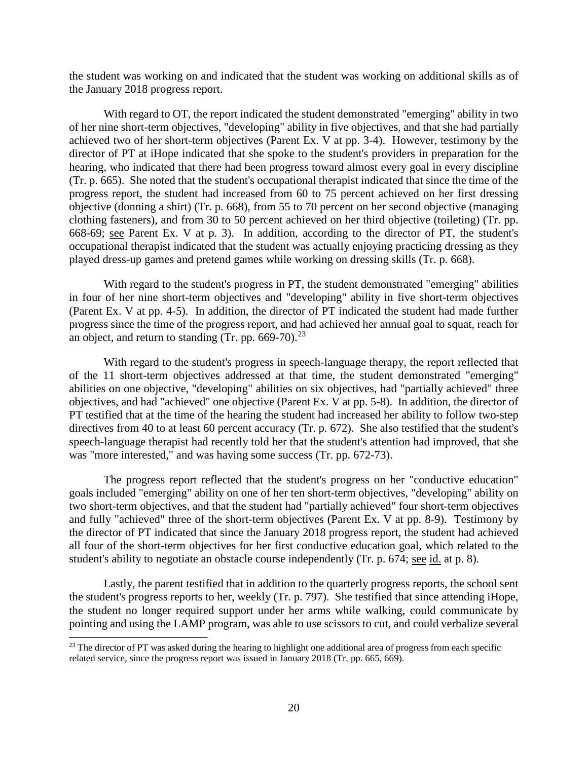the student was working on and indicated that the student was working on additional skills as of the January 2018 progress report.

With regard to OT, the report indicated the student demonstrated "emerging" ability in two of her nine short-term objectives, "developing" ability in five objectives, and that she had partially achieved two of her short-term objectives (Parent Ex. V at pp. 3-4). However, testimony by the director of PT at iHope indicated that she spoke to the student's providers in preparation for the hearing, who indicated that there had been progress toward almost every goal in every discipline (Tr. p. 665). She noted that the student's occupational therapist indicated that since the time of the progress report, the student had increased from 60 to 75 percent achieved on her first dressing objective (donning a shirt) (Tr. p. 668), from 55 to 70 percent on her second objective (managing clothing fasteners), and from 30 to 50 percent achieved on her third objective (toileting) (Tr. pp. 668-69; see Parent Ex. V at p. 3). In addition, according to the director of PT, the student's occupational therapist indicated that the student was actually enjoying practicing dressing as they played dress-up games and pretend games while working on dressing skills (Tr. p. 668).

With regard to the student's progress in PT, the student demonstrated "emerging" abilities in four of her nine short-term objectives and "developing" ability in five short-term objectives (Parent Ex. V at pp. 4-5). In addition, the director of PT indicated the student had made further progress since the time of the progress report, and had achieved her annual goal to squat, reach for an object, and return to standing (Tr. pp. 669-70).[23]

With regard to the student's progress in speech-language therapy, the report reflected that of the 11 short-term objectives addressed at that time, the student demonstrated "emerging" abilities on one objective, "developing" abilities on six objectives, had "partially achieved" three objectives, and had "achieved" one objective (Parent Ex. V at pp. 5-8). In addition, the director of PT testified that at the time of the hearing the student had increased her ability to follow two-step directives from 40 to at least 60 percent accuracy (Tr. p. 672). She also testified that the student's speech-language therapist had recently told her that the student's attention had improved, that she was "more interested," and was having some success (Tr. pp. 672-73).

The progress report reflected that the student's progress on her "conductive education" goals included "emerging" ability on one of her ten short-term objectives, "developing" ability on two short-term objectives, and that the student had "partially achieved" four short-term objectives and fully "achieved" three of the short-term objectives (Parent Ex. V at pp. 8-9). Testimony by the director of PT indicated that since the January 2018 progress report, the student had achieved all four of the short-term objectives for her first conductive education goal, which related to the student's ability to negotiate an obstacle course independently (Tr. p. 674; see id. at p. 8).

Lastly, the parent testified that in addition to the quarterly progress reports, the school sent the student's progress reports to her, weekly (Tr. p. 797). She testified that since attending iHope, the student no longer required support under her arms while walking, could communicate by pointing and using the LAMP program, was able to use scissors to cut, and could verbalize several

[23] The director of PT was asked during the hearing to highlight one additional area of progress from each specific related service, since the progress report was issued in January 2018 (Tr. pp. 665, 669).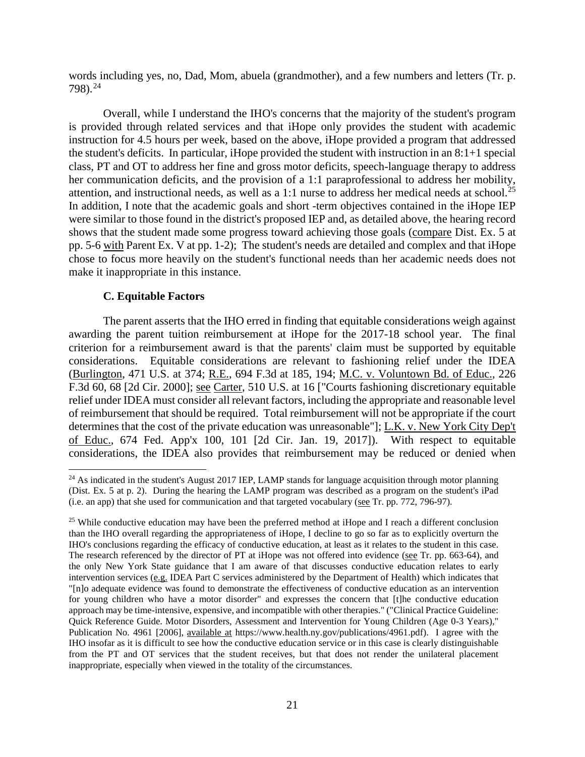words including yes, no, Dad, Mom, abuela (grandmother), and a few numbers and letters (Tr. p. 798).[24]

Overall, while I understand the IHO's concerns that the majority of the student's program is provided through related services and that iHope only provides the student with academic instruction for 4.5 hours per week, based on the above, iHope provided a program that addressed the student's deficits. In particular, iHope provided the student with instruction in an 8:1+1 special class, PT and OT to address her fine and gross motor deficits, speech-language therapy to address her communication deficits, and the provision of a 1:1 paraprofessional to address her mobility, attention, and instructional needs, as well as a 1:1 nurse to address her medical needs at school.[25] In addition, I note that the academic goals and short -term objectives contained in the iHope IEP were similar to those found in the district's proposed IEP and, as detailed above, the hearing record shows that the student made some progress toward achieving those goals (compare Dist. Ex. 5 at pp. 5-6 with Parent Ex. V at pp. 1-2); The student's needs are detailed and complex and that iHope chose to focus more heavily on the student's functional needs than her academic needs does not make it inappropriate in this instance.

### C. Equitable Factors

The parent asserts that the IHO erred in finding that equitable considerations weigh against awarding the parent tuition reimbursement at iHope for the 2017-18 school year. The final criterion for a reimbursement award is that the parents' claim must be supported by equitable considerations. Equitable considerations are relevant to fashioning relief under the IDEA (Burlington, 471 U.S. at 374; R.E., 694 F.3d at 185, 194; M.C. v. Voluntown Bd. of Educ., 226 F.3d 60, 68 [2d Cir. 2000]; see Carter, 510 U.S. at 16 ["Courts fashioning discretionary equitable relief under IDEA must consider all relevant factors, including the appropriate and reasonable level of reimbursement that should be required. Total reimbursement will not be appropriate if the court determines that the cost of the private education was unreasonable"]; L.K. v. New York City Dep't of Educ., 674 Fed. App'x 100, 101 [2d Cir. Jan. 19, 2017]). With respect to equitable considerations, the IDEA also provides that reimbursement may be reduced or denied when

---

[24] As indicated in the student's August 2017 IEP, LAMP stands for language acquisition through motor planning (Dist. Ex. 5 at p. 2). During the hearing the LAMP program was described as a program on the student's iPad (i.e. an app) that she used for communication and that targeted vocabulary (see Tr. pp. 772, 796-97).

[25] While conductive education may have been the preferred method at iHope and I reach a different conclusion than the IHO overall regarding the appropriateness of iHope, I decline to go so far as to explicitly overturn the IHO's conclusions regarding the efficacy of conductive education, at least as it relates to the student in this case. The research referenced by the director of PT at iHope was not offered into evidence (see Tr. pp. 663-64), and the only New York State guidance that I am aware of that discusses conductive education relates to early intervention services (e.g. IDEA Part C services administered by the Department of Health) which indicates that "[n]o adequate evidence was found to demonstrate the effectiveness of conductive education as an intervention for young children who have a motor disorder" and expresses the concern that [t]he conductive education approach may be time-intensive, expensive, and incompatible with other therapies." ("Clinical Practice Guideline: Quick Reference Guide. Motor Disorders, Assessment and Intervention for Young Children (Age 0-3 Years)," Publication No. 4961 [2006], available at https://www.health.ny.gov/publications/4961.pdf). I agree with the IHO insofar as it is difficult to see how the conductive education service or in this case is clearly distinguishable from the PT and OT services that the student receives, but that does not render the unilateral placement inappropriate, especially when viewed in the totality of the circumstances.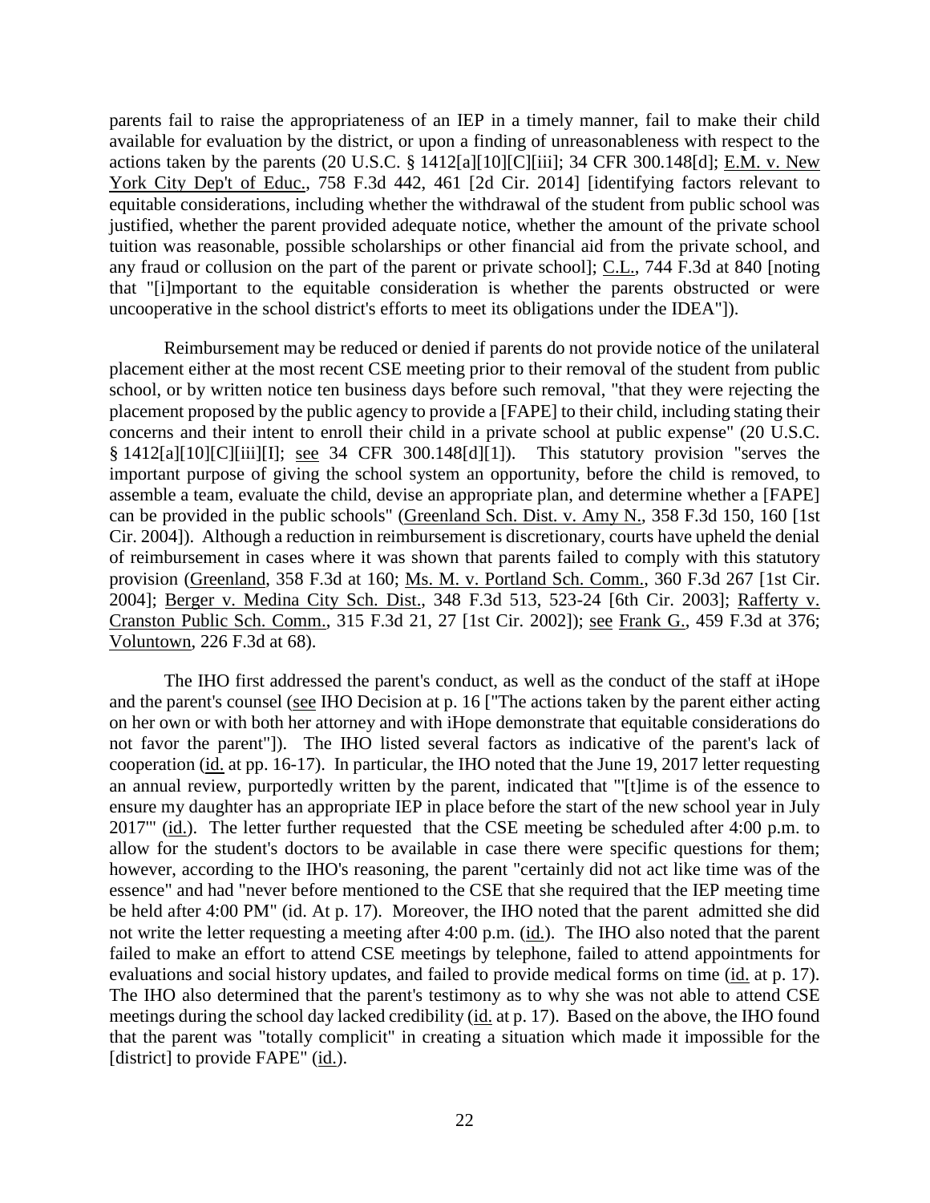parents fail to raise the appropriateness of an IEP in a timely manner, fail to make their child available for evaluation by the district, or upon a finding of unreasonableness with respect to the actions taken by the parents (20 U.S.C. § 1412[a][10][C][iii]; 34 CFR 300.148[d]; E.M. v. New York City Dep't of Educ., 758 F.3d 442, 461 [2d Cir. 2014] [identifying factors relevant to equitable considerations, including whether the withdrawal of the student from public school was justified, whether the parent provided adequate notice, whether the amount of the private school tuition was reasonable, possible scholarships or other financial aid from the private school, and any fraud or collusion on the part of the parent or private school]; C.L., 744 F.3d at 840 [noting that "[i]mportant to the equitable consideration is whether the parents obstructed or were uncooperative in the school district's efforts to meet its obligations under the IDEA"]).

Reimbursement may be reduced or denied if parents do not provide notice of the unilateral placement either at the most recent CSE meeting prior to their removal of the student from public school, or by written notice ten business days before such removal, "that they were rejecting the placement proposed by the public agency to provide a [FAPE] to their child, including stating their concerns and their intent to enroll their child in a private school at public expense" (20 U.S.C. § 1412[a][10][C][iii][I]; see 34 CFR 300.148[d][1]). This statutory provision "serves the important purpose of giving the school system an opportunity, before the child is removed, to assemble a team, evaluate the child, devise an appropriate plan, and determine whether a [FAPE] can be provided in the public schools" (Greenland Sch. Dist. v. Amy N., 358 F.3d 150, 160 [1st Cir. 2004]). Although a reduction in reimbursement is discretionary, courts have upheld the denial of reimbursement in cases where it was shown that parents failed to comply with this statutory provision (Greenland, 358 F.3d at 160; Ms. M. v. Portland Sch. Comm., 360 F.3d 267 [1st Cir. 2004]; Berger v. Medina City Sch. Dist., 348 F.3d 513, 523-24 [6th Cir. 2003]; Rafferty v. Cranston Public Sch. Comm., 315 F.3d 21, 27 [1st Cir. 2002]); see Frank G., 459 F.3d at 376; Voluntown, 226 F.3d at 68).

The IHO first addressed the parent's conduct, as well as the conduct of the staff at iHope and the parent's counsel (see IHO Decision at p. 16 ["The actions taken by the parent either acting on her own or with both her attorney and with iHope demonstrate that equitable considerations do not favor the parent"]). The IHO listed several factors as indicative of the parent's lack of cooperation (id. at pp. 16-17). In particular, the IHO noted that the June 19, 2017 letter requesting an annual review, purportedly written by the parent, indicated that "'[t]ime is of the essence to ensure my daughter has an appropriate IEP in place before the start of the new school year in July 2017'" (id.). The letter further requested that the CSE meeting be scheduled after 4:00 p.m. to allow for the student's doctors to be available in case there were specific questions for them; however, according to the IHO's reasoning, the parent "certainly did not act like time was of the essence" and had "never before mentioned to the CSE that she required that the IEP meeting time be held after 4:00 PM" (id. At p. 17). Moreover, the IHO noted that the parent admitted she did not write the letter requesting a meeting after 4:00 p.m. (id.). The IHO also noted that the parent failed to make an effort to attend CSE meetings by telephone, failed to attend appointments for evaluations and social history updates, and failed to provide medical forms on time (id. at p. 17). The IHO also determined that the parent's testimony as to why she was not able to attend CSE meetings during the school day lacked credibility (id. at p. 17). Based on the above, the IHO found that the parent was "totally complicit" in creating a situation which made it impossible for the [district] to provide FAPE" (id.).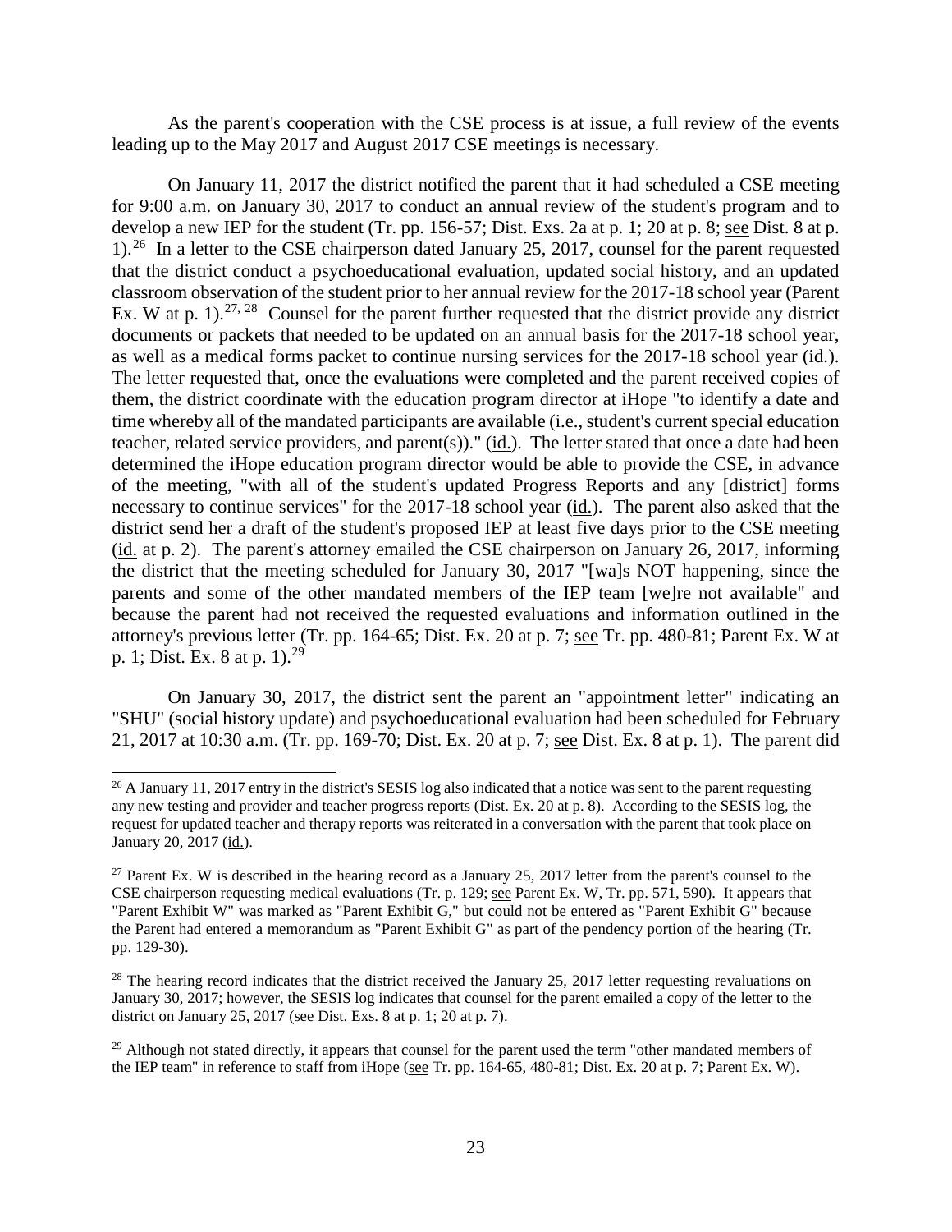As the parent's cooperation with the CSE process is at issue, a full review of the events leading up to the May 2017 and August 2017 CSE meetings is necessary.

On January 11, 2017 the district notified the parent that it had scheduled a CSE meeting for 9:00 a.m. on January 30, 2017 to conduct an annual review of the student's program and to develop a new IEP for the student (Tr. pp. 156-57; Dist. Exs. 2a at p. 1; 20 at p. 8; see Dist. 8 at p. 1).[26] In a letter to the CSE chairperson dated January 25, 2017, counsel for the parent requested that the district conduct a psychoeducational evaluation, updated social history, and an updated classroom observation of the student prior to her annual review for the 2017-18 school year (Parent Ex. W at p. 1).[27, 28] Counsel for the parent further requested that the district provide any district documents or packets that needed to be updated on an annual basis for the 2017-18 school year, as well as a medical forms packet to continue nursing services for the 2017-18 school year (id.). The letter requested that, once the evaluations were completed and the parent received copies of them, the district coordinate with the education program director at iHope "to identify a date and time whereby all of the mandated participants are available (i.e., student's current special education teacher, related service providers, and parent(s))." (id.). The letter stated that once a date had been determined the iHope education program director would be able to provide the CSE, in advance of the meeting, "with all of the student's updated Progress Reports and any [district] forms necessary to continue services" for the 2017-18 school year (id.). The parent also asked that the district send her a draft of the student's proposed IEP at least five days prior to the CSE meeting (id. at p. 2). The parent's attorney emailed the CSE chairperson on January 26, 2017, informing the district that the meeting scheduled for January 30, 2017 "[wa]s NOT happening, since the parents and some of the other mandated members of the IEP team [we]re not available" and because the parent had not received the requested evaluations and information outlined in the attorney's previous letter (Tr. pp. 164-65; Dist. Ex. 20 at p. 7; see Tr. pp. 480-81; Parent Ex. W at p. 1; Dist. Ex. 8 at p. 1).[29]

On January 30, 2017, the district sent the parent an "appointment letter" indicating an "SHU" (social history update) and psychoeducational evaluation had been scheduled for February 21, 2017 at 10:30 a.m. (Tr. pp. 169-70; Dist. Ex. 20 at p. 7; see Dist. Ex. 8 at p. 1). The parent did

---

[26] A January 11, 2017 entry in the district's SESIS log also indicated that a notice was sent to the parent requesting any new testing and provider and teacher progress reports (Dist. Ex. 20 at p. 8). According to the SESIS log, the request for updated teacher and therapy reports was reiterated in a conversation with the parent that took place on January 20, 2017 (id.).

[27] Parent Ex. W is described in the hearing record as a January 25, 2017 letter from the parent's counsel to the CSE chairperson requesting medical evaluations (Tr. p. 129; see Parent Ex. W, Tr. pp. 571, 590). It appears that "Parent Exhibit W" was marked as "Parent Exhibit G," but could not be entered as "Parent Exhibit G" because the Parent had entered a memorandum as "Parent Exhibit G" as part of the pendency portion of the hearing (Tr. pp. 129-30).

[28] The hearing record indicates that the district received the January 25, 2017 letter requesting revaluations on January 30, 2017; however, the SESIS log indicates that counsel for the parent emailed a copy of the letter to the district on January 25, 2017 (see Dist. Exs. 8 at p. 1; 20 at p. 7).

[29] Although not stated directly, it appears that counsel for the parent used the term "other mandated members of the IEP team" in reference to staff from iHope (see Tr. pp. 164-65, 480-81; Dist. Ex. 20 at p. 7; Parent Ex. W).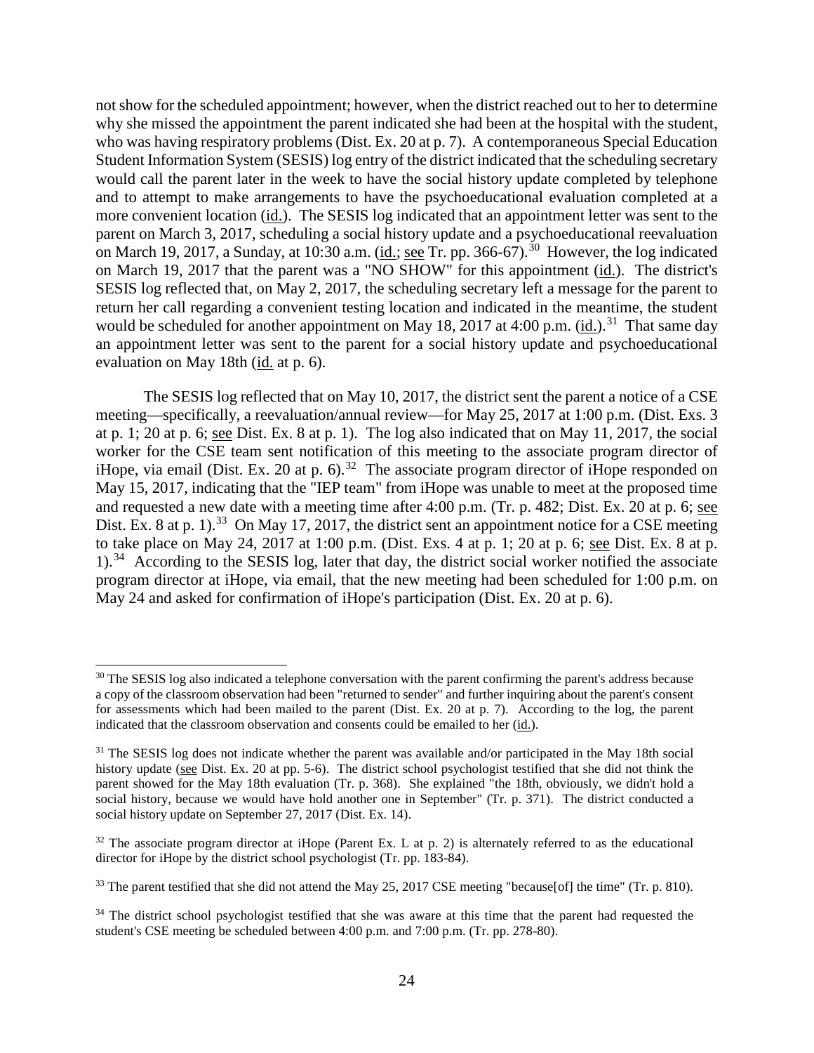not show for the scheduled appointment; however, when the district reached out to her to determine why she missed the appointment the parent indicated she had been at the hospital with the student, who was having respiratory problems (Dist. Ex. 20 at p. 7). A contemporaneous Special Education Student Information System (SESIS) log entry of the district indicated that the scheduling secretary would call the parent later in the week to have the social history update completed by telephone and to attempt to make arrangements to have the psychoeducational evaluation completed at a more convenient location (id.). The SESIS log indicated that an appointment letter was sent to the parent on March 3, 2017, scheduling a social history update and a psychoeducational reevaluation on March 19, 2017, a Sunday, at 10:30 a.m. (id.; see Tr. pp. 366-67).[30] However, the log indicated on March 19, 2017 that the parent was a "NO SHOW" for this appointment (id.). The district's SESIS log reflected that, on May 2, 2017, the scheduling secretary left a message for the parent to return her call regarding a convenient testing location and indicated in the meantime, the student would be scheduled for another appointment on May 18, 2017 at 4:00 p.m. (id.).[31] That same day an appointment letter was sent to the parent for a social history update and psychoeducational evaluation on May 18th (id. at p. 6).

The SESIS log reflected that on May 10, 2017, the district sent the parent a notice of a CSE meeting—specifically, a reevaluation/annual review—for May 25, 2017 at 1:00 p.m. (Dist. Exs. 3 at p. 1; 20 at p. 6; see Dist. Ex. 8 at p. 1). The log also indicated that on May 11, 2017, the social worker for the CSE team sent notification of this meeting to the associate program director of iHope, via email (Dist. Ex. 20 at p. 6).[32] The associate program director of iHope responded on May 15, 2017, indicating that the "IEP team" from iHope was unable to meet at the proposed time and requested a new date with a meeting time after 4:00 p.m. (Tr. p. 482; Dist. Ex. 20 at p. 6; see Dist. Ex. 8 at p. 1).[33] On May 17, 2017, the district sent an appointment notice for a CSE meeting to take place on May 24, 2017 at 1:00 p.m. (Dist. Exs. 4 at p. 1; 20 at p. 6; see Dist. Ex. 8 at p. 1).[34] According to the SESIS log, later that day, the district social worker notified the associate program director at iHope, via email, that the new meeting had been scheduled for 1:00 p.m. on May 24 and asked for confirmation of iHope's participation (Dist. Ex. 20 at p. 6).

---

[30] The SESIS log also indicated a telephone conversation with the parent confirming the parent's address because a copy of the classroom observation had been "returned to sender" and further inquiring about the parent's consent for assessments which had been mailed to the parent (Dist. Ex. 20 at p. 7). According to the log, the parent indicated that the classroom observation and consents could be emailed to her (id.).

[31] The SESIS log does not indicate whether the parent was available and/or participated in the May 18th social history update (see Dist. Ex. 20 at pp. 5-6). The district school psychologist testified that she did not think the parent showed for the May 18th evaluation (Tr. p. 368). She explained "the 18th, obviously, we didn't hold a social history, because we would have hold another one in September" (Tr. p. 371). The district conducted a social history update on September 27, 2017 (Dist. Ex. 14).

[32] The associate program director at iHope (Parent Ex. L at p. 2) is alternately referred to as the educational director for iHope by the district school psychologist (Tr. pp. 183-84).

[33] The parent testified that she did not attend the May 25, 2017 CSE meeting "because[of] the time" (Tr. p. 810).

[34] The district school psychologist testified that she was aware at this time that the parent had requested the student's CSE meeting be scheduled between 4:00 p.m. and 7:00 p.m. (Tr. pp. 278-80).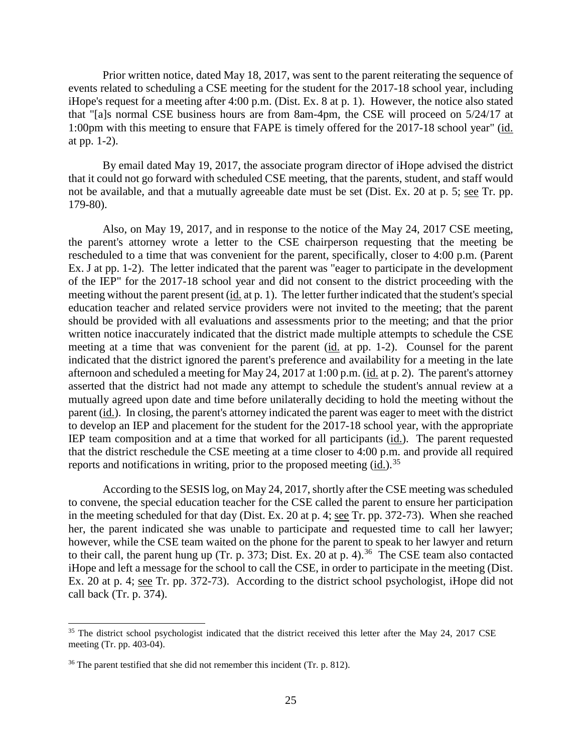Prior written notice, dated May 18, 2017, was sent to the parent reiterating the sequence of events related to scheduling a CSE meeting for the student for the 2017-18 school year, including iHope's request for a meeting after 4:00 p.m. (Dist. Ex. 8 at p. 1). However, the notice also stated that "[a]s normal CSE business hours are from 8am-4pm, the CSE will proceed on 5/24/17 at 1:00pm with this meeting to ensure that FAPE is timely offered for the 2017-18 school year" (id. at pp. 1-2).

By email dated May 19, 2017, the associate program director of iHope advised the district that it could not go forward with scheduled CSE meeting, that the parents, student, and staff would not be available, and that a mutually agreeable date must be set (Dist. Ex. 20 at p. 5; see Tr. pp. 179-80).

Also, on May 19, 2017, and in response to the notice of the May 24, 2017 CSE meeting, the parent's attorney wrote a letter to the CSE chairperson requesting that the meeting be rescheduled to a time that was convenient for the parent, specifically, closer to 4:00 p.m. (Parent Ex. J at pp. 1-2). The letter indicated that the parent was "eager to participate in the development of the IEP" for the 2017-18 school year and did not consent to the district proceeding with the meeting without the parent present (id. at p. 1). The letter further indicated that the student's special education teacher and related service providers were not invited to the meeting; that the parent should be provided with all evaluations and assessments prior to the meeting; and that the prior written notice inaccurately indicated that the district made multiple attempts to schedule the CSE meeting at a time that was convenient for the parent (id. at pp. 1-2). Counsel for the parent indicated that the district ignored the parent's preference and availability for a meeting in the late afternoon and scheduled a meeting for May 24, 2017 at 1:00 p.m. (id. at p. 2). The parent's attorney asserted that the district had not made any attempt to schedule the student's annual review at a mutually agreed upon date and time before unilaterally deciding to hold the meeting without the parent (id.). In closing, the parent's attorney indicated the parent was eager to meet with the district to develop an IEP and placement for the student for the 2017-18 school year, with the appropriate IEP team composition and at a time that worked for all participants (id.). The parent requested that the district reschedule the CSE meeting at a time closer to 4:00 p.m. and provide all required reports and notifications in writing, prior to the proposed meeting (id.).[35]

According to the SESIS log, on May 24, 2017, shortly after the CSE meeting was scheduled to convene, the special education teacher for the CSE called the parent to ensure her participation in the meeting scheduled for that day (Dist. Ex. 20 at p. 4; see Tr. pp. 372-73). When she reached her, the parent indicated she was unable to participate and requested time to call her lawyer; however, while the CSE team waited on the phone for the parent to speak to her lawyer and return to their call, the parent hung up (Tr. p. 373; Dist. Ex. 20 at p. 4).[36] The CSE team also contacted iHope and left a message for the school to call the CSE, in order to participate in the meeting (Dist. Ex. 20 at p. 4; see Tr. pp. 372-73). According to the district school psychologist, iHope did not call back (Tr. p. 374).

[35] The district school psychologist indicated that the district received this letter after the May 24, 2017 CSE meeting (Tr. pp. 403-04).

[36] The parent testified that she did not remember this incident (Tr. p. 812).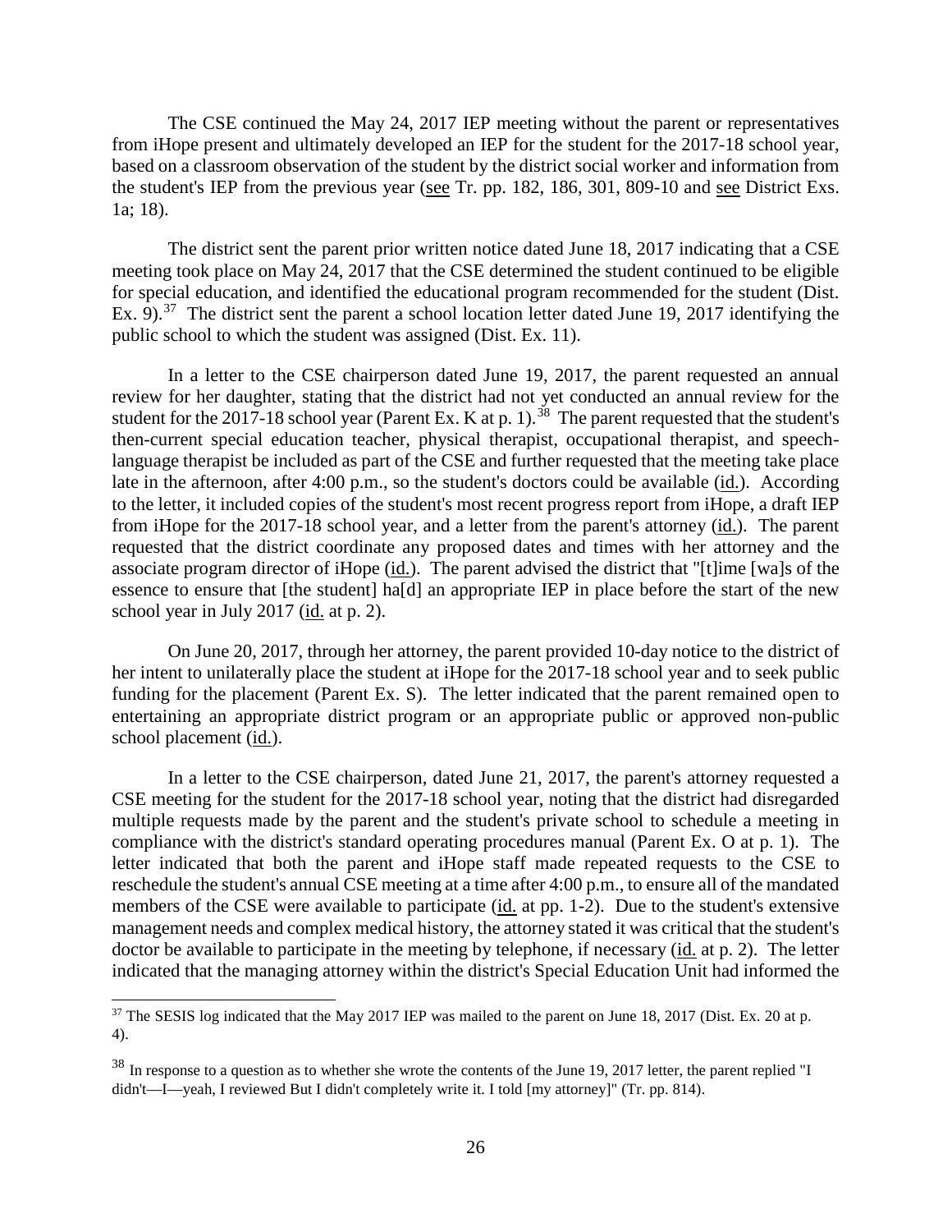The CSE continued the May 24, 2017 IEP meeting without the parent or representatives from iHope present and ultimately developed an IEP for the student for the 2017-18 school year, based on a classroom observation of the student by the district social worker and information from the student's IEP from the previous year (see Tr. pp. 182, 186, 301, 809-10 and see District Exs. 1a; 18).

The district sent the parent prior written notice dated June 18, 2017 indicating that a CSE meeting took place on May 24, 2017 that the CSE determined the student continued to be eligible for special education, and identified the educational program recommended for the student (Dist. Ex. 9).[37] The district sent the parent a school location letter dated June 19, 2017 identifying the public school to which the student was assigned (Dist. Ex. 11).

In a letter to the CSE chairperson dated June 19, 2017, the parent requested an annual review for her daughter, stating that the district had not yet conducted an annual review for the student for the 2017-18 school year (Parent Ex. K at p. 1).[38] The parent requested that the student's then-current special education teacher, physical therapist, occupational therapist, and speech-language therapist be included as part of the CSE and further requested that the meeting take place late in the afternoon, after 4:00 p.m., so the student's doctors could be available (id.). According to the letter, it included copies of the student's most recent progress report from iHope, a draft IEP from iHope for the 2017-18 school year, and a letter from the parent's attorney (id.). The parent requested that the district coordinate any proposed dates and times with her attorney and the associate program director of iHope (id.). The parent advised the district that "[t]ime [wa]s of the essence to ensure that [the student] ha[d] an appropriate IEP in place before the start of the new school year in July 2017 (id. at p. 2).

On June 20, 2017, through her attorney, the parent provided 10-day notice to the district of her intent to unilaterally place the student at iHope for the 2017-18 school year and to seek public funding for the placement (Parent Ex. S). The letter indicated that the parent remained open to entertaining an appropriate district program or an appropriate public or approved non-public school placement (id.).

In a letter to the CSE chairperson, dated June 21, 2017, the parent's attorney requested a CSE meeting for the student for the 2017-18 school year, noting that the district had disregarded multiple requests made by the parent and the student's private school to schedule a meeting in compliance with the district's standard operating procedures manual (Parent Ex. O at p. 1). The letter indicated that both the parent and iHope staff made repeated requests to the CSE to reschedule the student's annual CSE meeting at a time after 4:00 p.m., to ensure all of the mandated members of the CSE were available to participate (id. at pp. 1-2). Due to the student's extensive management needs and complex medical history, the attorney stated it was critical that the student's doctor be available to participate in the meeting by telephone, if necessary (id. at p. 2). The letter indicated that the managing attorney within the district's Special Education Unit had informed the

---

[37] The SESIS log indicated that the May 2017 IEP was mailed to the parent on June 18, 2017 (Dist. Ex. 20 at p. 4).

[38] In response to a question as to whether she wrote the contents of the June 19, 2017 letter, the parent replied "I didn't—I—yeah, I reviewed But I didn't completely write it. I told [my attorney]" (Tr. pp. 814).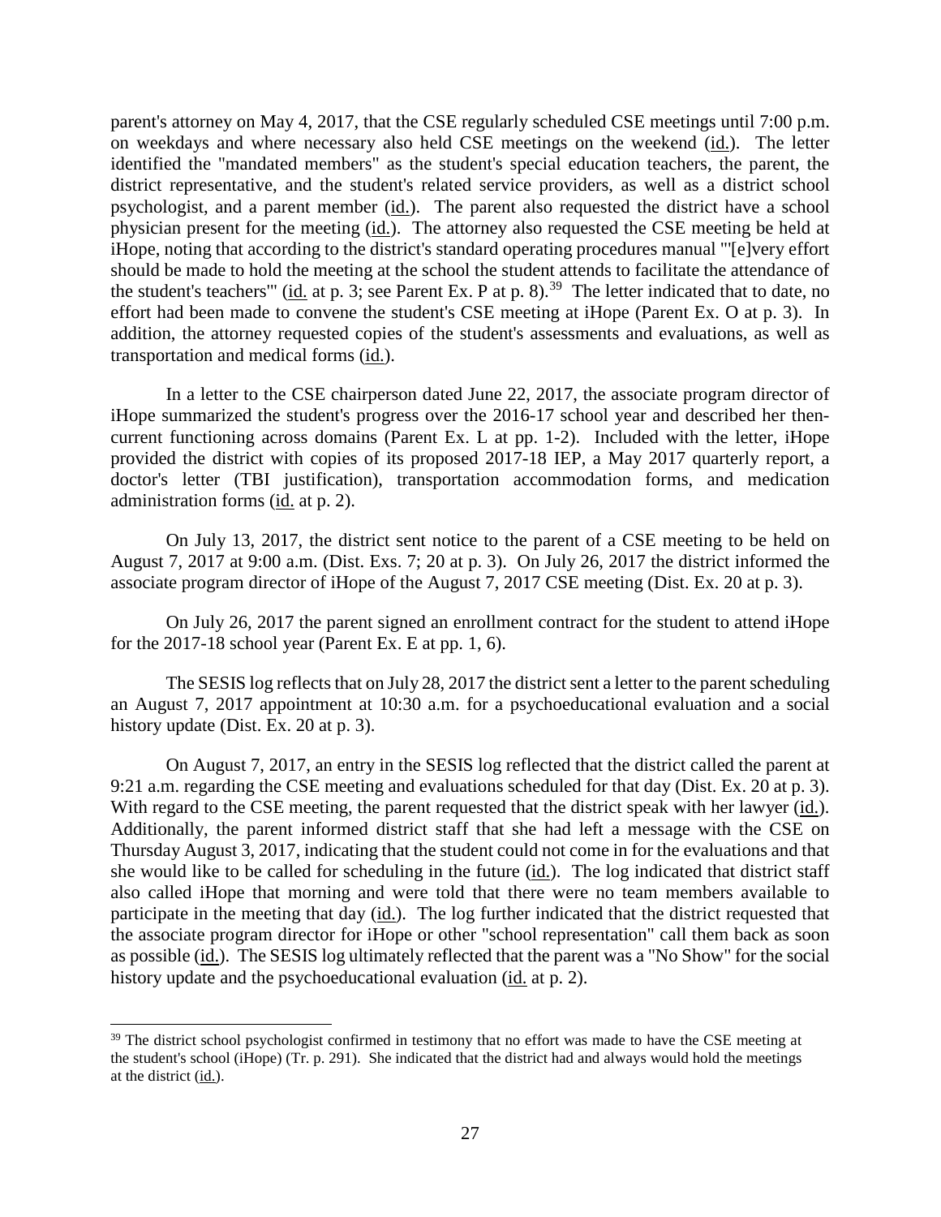parent's attorney on May 4, 2017, that the CSE regularly scheduled CSE meetings until 7:00 p.m. on weekdays and where necessary also held CSE meetings on the weekend (id.). The letter identified the "mandated members" as the student's special education teachers, the parent, the district representative, and the student's related service providers, as well as a district school psychologist, and a parent member (id.). The parent also requested the district have a school physician present for the meeting (id.). The attorney also requested the CSE meeting be held at iHope, noting that according to the district's standard operating procedures manual "'[e]very effort should be made to hold the meeting at the school the student attends to facilitate the attendance of the student's teachers'" (id. at p. 3; see Parent Ex. P at p. 8).[39] The letter indicated that to date, no effort had been made to convene the student's CSE meeting at iHope (Parent Ex. O at p. 3). In addition, the attorney requested copies of the student's assessments and evaluations, as well as transportation and medical forms (id.).

In a letter to the CSE chairperson dated June 22, 2017, the associate program director of iHope summarized the student's progress over the 2016-17 school year and described her then-current functioning across domains (Parent Ex. L at pp. 1-2). Included with the letter, iHope provided the district with copies of its proposed 2017-18 IEP, a May 2017 quarterly report, a doctor's letter (TBI justification), transportation accommodation forms, and medication administration forms (id. at p. 2).

On July 13, 2017, the district sent notice to the parent of a CSE meeting to be held on August 7, 2017 at 9:00 a.m. (Dist. Exs. 7; 20 at p. 3). On July 26, 2017 the district informed the associate program director of iHope of the August 7, 2017 CSE meeting (Dist. Ex. 20 at p. 3).

On July 26, 2017 the parent signed an enrollment contract for the student to attend iHope for the 2017-18 school year (Parent Ex. E at pp. 1, 6).

The SESIS log reflects that on July 28, 2017 the district sent a letter to the parent scheduling an August 7, 2017 appointment at 10:30 a.m. for a psychoeducational evaluation and a social history update (Dist. Ex. 20 at p. 3).

On August 7, 2017, an entry in the SESIS log reflected that the district called the parent at 9:21 a.m. regarding the CSE meeting and evaluations scheduled for that day (Dist. Ex. 20 at p. 3). With regard to the CSE meeting, the parent requested that the district speak with her lawyer (id.). Additionally, the parent informed district staff that she had left a message with the CSE on Thursday August 3, 2017, indicating that the student could not come in for the evaluations and that she would like to be called for scheduling in the future (id.). The log indicated that district staff also called iHope that morning and were told that there were no team members available to participate in the meeting that day (id.). The log further indicated that the district requested that the associate program director for iHope or other "school representation" call them back as soon as possible (id.). The SESIS log ultimately reflected that the parent was a "No Show" for the social history update and the psychoeducational evaluation (id. at p. 2).

---

[39] The district school psychologist confirmed in testimony that no effort was made to have the CSE meeting at the student's school (iHope) (Tr. p. 291). She indicated that the district had and always would hold the meetings at the district (id.).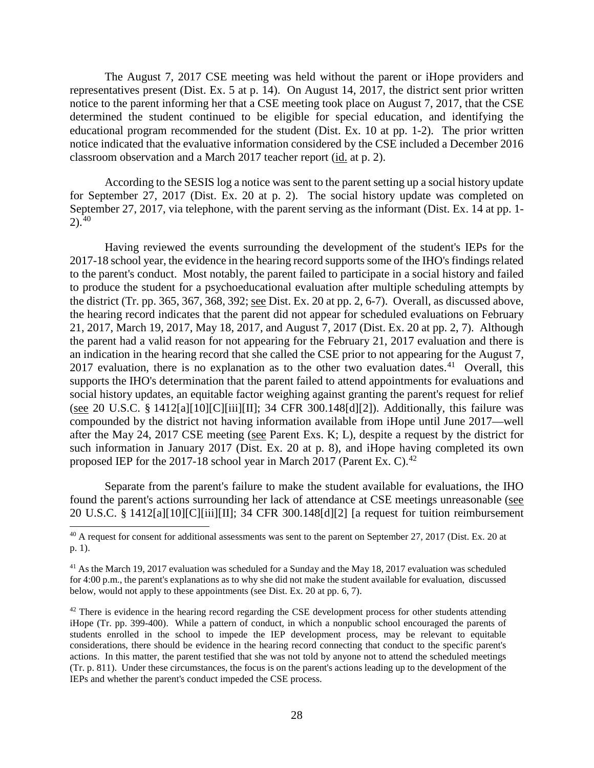The August 7, 2017 CSE meeting was held without the parent or iHope providers and representatives present (Dist. Ex. 5 at p. 14). On August 14, 2017, the district sent prior written notice to the parent informing her that a CSE meeting took place on August 7, 2017, that the CSE determined the student continued to be eligible for special education, and identifying the educational program recommended for the student (Dist. Ex. 10 at pp. 1-2). The prior written notice indicated that the evaluative information considered by the CSE included a December 2016 classroom observation and a March 2017 teacher report (id. at p. 2).

According to the SESIS log a notice was sent to the parent setting up a social history update for September 27, 2017 (Dist. Ex. 20 at p. 2). The social history update was completed on September 27, 2017, via telephone, with the parent serving as the informant (Dist. Ex. 14 at pp. 1-2).[40]

Having reviewed the events surrounding the development of the student's IEPs for the 2017-18 school year, the evidence in the hearing record supports some of the IHO's findings related to the parent's conduct. Most notably, the parent failed to participate in a social history and failed to produce the student for a psychoeducational evaluation after multiple scheduling attempts by the district (Tr. pp. 365, 367, 368, 392; see Dist. Ex. 20 at pp. 2, 6-7). Overall, as discussed above, the hearing record indicates that the parent did not appear for scheduled evaluations on February 21, 2017, March 19, 2017, May 18, 2017, and August 7, 2017 (Dist. Ex. 20 at pp. 2, 7). Although the parent had a valid reason for not appearing for the February 21, 2017 evaluation and there is an indication in the hearing record that she called the CSE prior to not appearing for the August 7, 2017 evaluation, there is no explanation as to the other two evaluation dates.[41] Overall, this supports the IHO's determination that the parent failed to attend appointments for evaluations and social history updates, an equitable factor weighing against granting the parent's request for relief (see 20 U.S.C. § 1412[a][10][C][iii][II]; 34 CFR 300.148[d][2]). Additionally, this failure was compounded by the district not having information available from iHope until June 2017—well after the May 24, 2017 CSE meeting (see Parent Exs. K; L), despite a request by the district for such information in January 2017 (Dist. Ex. 20 at p. 8), and iHope having completed its own proposed IEP for the 2017-18 school year in March 2017 (Parent Ex. C).[42]

Separate from the parent's failure to make the student available for evaluations, the IHO found the parent's actions surrounding her lack of attendance at CSE meetings unreasonable (see 20 U.S.C. § 1412[a][10][C][iii][II]; 34 CFR 300.148[d][2] [a request for tuition reimbursement

---

[40] A request for consent for additional assessments was sent to the parent on September 27, 2017 (Dist. Ex. 20 at p. 1).

[41] As the March 19, 2017 evaluation was scheduled for a Sunday and the May 18, 2017 evaluation was scheduled for 4:00 p.m., the parent's explanations as to why she did not make the student available for evaluation, discussed below, would not apply to these appointments (see Dist. Ex. 20 at pp. 6, 7).

[42] There is evidence in the hearing record regarding the CSE development process for other students attending iHope (Tr. pp. 399-400). While a pattern of conduct, in which a nonpublic school encouraged the parents of students enrolled in the school to impede the IEP development process, may be relevant to equitable considerations, there should be evidence in the hearing record connecting that conduct to the specific parent's actions. In this matter, the parent testified that she was not told by anyone not to attend the scheduled meetings (Tr. p. 811). Under these circumstances, the focus is on the parent's actions leading up to the development of the IEPs and whether the parent's conduct impeded the CSE process.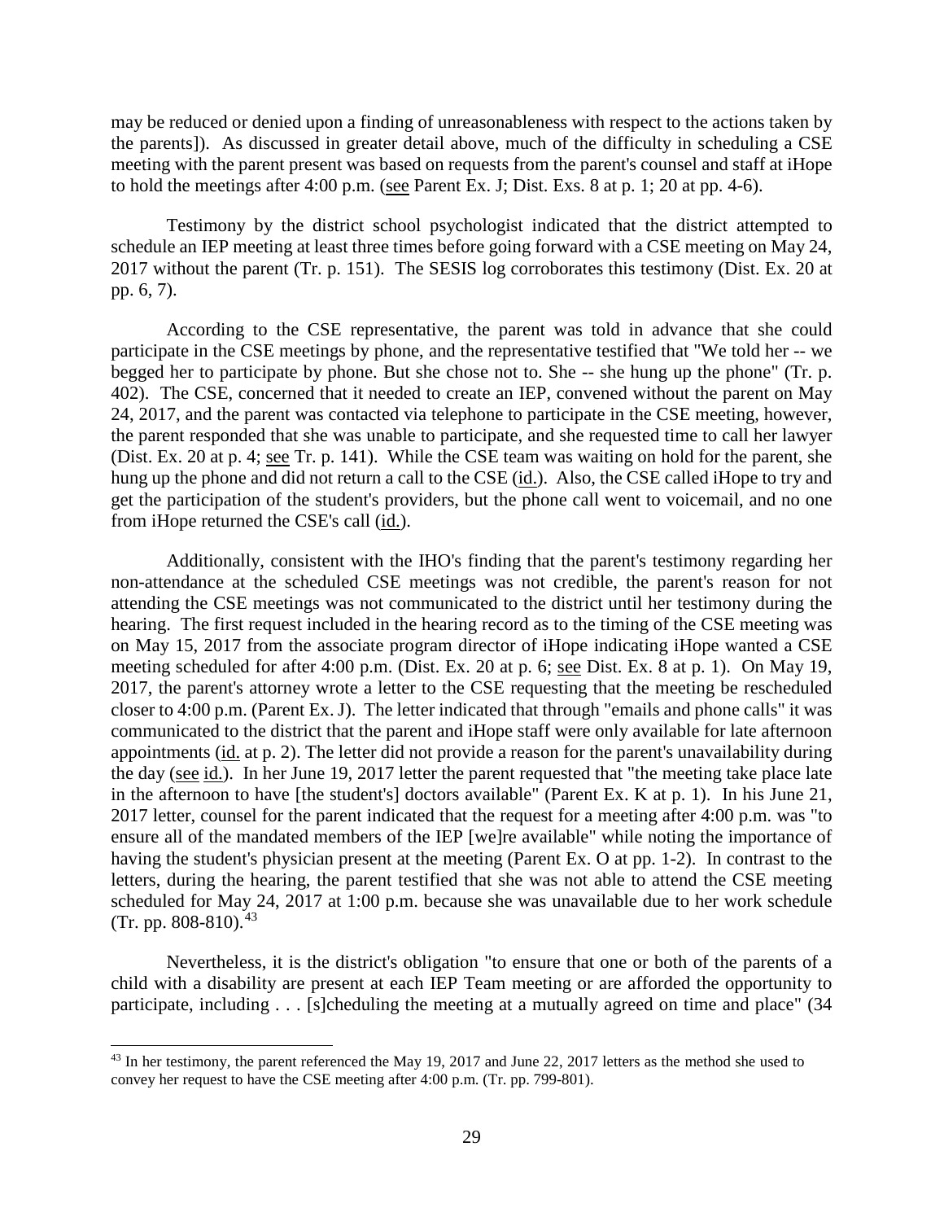may be reduced or denied upon a finding of unreasonableness with respect to the actions taken by the parents]). As discussed in greater detail above, much of the difficulty in scheduling a CSE meeting with the parent present was based on requests from the parent's counsel and staff at iHope to hold the meetings after 4:00 p.m. (see Parent Ex. J; Dist. Exs. 8 at p. 1; 20 at pp. 4-6).

Testimony by the district school psychologist indicated that the district attempted to schedule an IEP meeting at least three times before going forward with a CSE meeting on May 24, 2017 without the parent (Tr. p. 151). The SESIS log corroborates this testimony (Dist. Ex. 20 at pp. 6, 7).

According to the CSE representative, the parent was told in advance that she could participate in the CSE meetings by phone, and the representative testified that "We told her -- we begged her to participate by phone. But she chose not to. She -- she hung up the phone" (Tr. p. 402). The CSE, concerned that it needed to create an IEP, convened without the parent on May 24, 2017, and the parent was contacted via telephone to participate in the CSE meeting, however, the parent responded that she was unable to participate, and she requested time to call her lawyer (Dist. Ex. 20 at p. 4; see Tr. p. 141). While the CSE team was waiting on hold for the parent, she hung up the phone and did not return a call to the CSE (id.). Also, the CSE called iHope to try and get the participation of the student's providers, but the phone call went to voicemail, and no one from iHope returned the CSE's call (id.).

Additionally, consistent with the IHO's finding that the parent's testimony regarding her non-attendance at the scheduled CSE meetings was not credible, the parent's reason for not attending the CSE meetings was not communicated to the district until her testimony during the hearing. The first request included in the hearing record as to the timing of the CSE meeting was on May 15, 2017 from the associate program director of iHope indicating iHope wanted a CSE meeting scheduled for after 4:00 p.m. (Dist. Ex. 20 at p. 6; see Dist. Ex. 8 at p. 1). On May 19, 2017, the parent's attorney wrote a letter to the CSE requesting that the meeting be rescheduled closer to 4:00 p.m. (Parent Ex. J). The letter indicated that through "emails and phone calls" it was communicated to the district that the parent and iHope staff were only available for late afternoon appointments (id. at p. 2). The letter did not provide a reason for the parent's unavailability during the day (see id.). In her June 19, 2017 letter the parent requested that "the meeting take place late in the afternoon to have [the student's] doctors available" (Parent Ex. K at p. 1). In his June 21, 2017 letter, counsel for the parent indicated that the request for a meeting after 4:00 p.m. was "to ensure all of the mandated members of the IEP [we]re available" while noting the importance of having the student's physician present at the meeting (Parent Ex. O at pp. 1-2). In contrast to the letters, during the hearing, the parent testified that she was not able to attend the CSE meeting scheduled for May 24, 2017 at 1:00 p.m. because she was unavailable due to her work schedule (Tr. pp. 808-810).[43]

Nevertheless, it is the district's obligation "to ensure that one or both of the parents of a child with a disability are present at each IEP Team meeting or are afforded the opportunity to participate, including . . . [s]cheduling the meeting at a mutually agreed on time and place" (34

[43] In her testimony, the parent referenced the May 19, 2017 and June 22, 2017 letters as the method she used to convey her request to have the CSE meeting after 4:00 p.m. (Tr. pp. 799-801).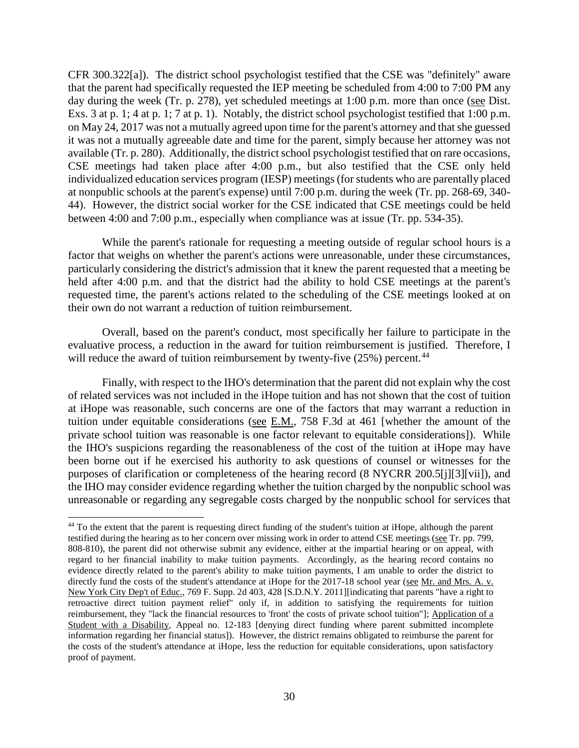CFR 300.322[a]). The district school psychologist testified that the CSE was "definitely" aware that the parent had specifically requested the IEP meeting be scheduled from 4:00 to 7:00 PM any day during the week (Tr. p. 278), yet scheduled meetings at 1:00 p.m. more than once (see Dist. Exs. 3 at p. 1; 4 at p. 1; 7 at p. 1). Notably, the district school psychologist testified that 1:00 p.m. on May 24, 2017 was not a mutually agreed upon time for the parent's attorney and that she guessed it was not a mutually agreeable date and time for the parent, simply because her attorney was not available (Tr. p. 280). Additionally, the district school psychologist testified that on rare occasions, CSE meetings had taken place after 4:00 p.m., but also testified that the CSE only held individualized education services program (IESP) meetings (for students who are parentally placed at nonpublic schools at the parent's expense) until 7:00 p.m. during the week (Tr. pp. 268-69, 340-44). However, the district social worker for the CSE indicated that CSE meetings could be held between 4:00 and 7:00 p.m., especially when compliance was at issue (Tr. pp. 534-35).

While the parent's rationale for requesting a meeting outside of regular school hours is a factor that weighs on whether the parent's actions were unreasonable, under these circumstances, particularly considering the district's admission that it knew the parent requested that a meeting be held after 4:00 p.m. and that the district had the ability to hold CSE meetings at the parent's requested time, the parent's actions related to the scheduling of the CSE meetings looked at on their own do not warrant a reduction of tuition reimbursement.

Overall, based on the parent's conduct, most specifically her failure to participate in the evaluative process, a reduction in the award for tuition reimbursement is justified. Therefore, I will reduce the award of tuition reimbursement by twenty-five (25%) percent.[44]

Finally, with respect to the IHO's determination that the parent did not explain why the cost of related services was not included in the iHope tuition and has not shown that the cost of tuition at iHope was reasonable, such concerns are one of the factors that may warrant a reduction in tuition under equitable considerations (see E.M., 758 F.3d at 461 [whether the amount of the private school tuition was reasonable is one factor relevant to equitable considerations]). While the IHO's suspicions regarding the reasonableness of the cost of the tuition at iHope may have been borne out if he exercised his authority to ask questions of counsel or witnesses for the purposes of clarification or completeness of the hearing record (8 NYCRR 200.5[j][3][vii]), and the IHO may consider evidence regarding whether the tuition charged by the nonpublic school was unreasonable or regarding any segregable costs charged by the nonpublic school for services that

---

[44] To the extent that the parent is requesting direct funding of the student's tuition at iHope, although the parent testified during the hearing as to her concern over missing work in order to attend CSE meetings (see Tr. pp. 799, 808-810), the parent did not otherwise submit any evidence, either at the impartial hearing or on appeal, with regard to her financial inability to make tuition payments. Accordingly, as the hearing record contains no evidence directly related to the parent's ability to make tuition payments, I am unable to order the district to directly fund the costs of the student's attendance at iHope for the 2017-18 school year (see Mr. and Mrs. A. v. New York City Dep't of Educ., 769 F. Supp. 2d 403, 428 [S.D.N.Y. 2011][indicating that parents "have a right to retroactive direct tuition payment relief" only if, in addition to satisfying the requirements for tuition reimbursement, they "lack the financial resources to 'front' the costs of private school tuition"]; Application of a Student with a Disability, Appeal no. 12-183 [denying direct funding where parent submitted incomplete information regarding her financial status]). However, the district remains obligated to reimburse the parent for the costs of the student's attendance at iHope, less the reduction for equitable considerations, upon satisfactory proof of payment.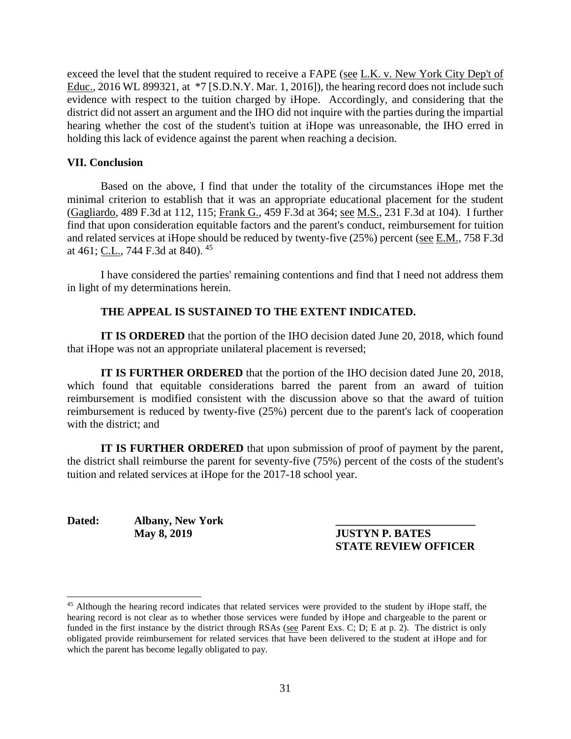exceed the level that the student required to receive a FAPE (see L.K. v. New York City Dep't of Educ., 2016 WL 899321, at *7 [S.D.N.Y. Mar. 1, 2016]), the hearing record does not include such evidence with respect to the tuition charged by iHope. Accordingly, and considering that the district did not assert an argument and the IHO did not inquire with the parties during the impartial hearing whether the cost of the student's tuition at iHope was unreasonable, the IHO erred in holding this lack of evidence against the parent when reaching a decision.

## VII. Conclusion

Based on the above, I find that under the totality of the circumstances iHope met the minimal criterion to establish that it was an appropriate educational placement for the student (Gagliardo, 489 F.3d at 112, 115; Frank G., 459 F.3d at 364; see M.S., 231 F.3d at 104). I further find that upon consideration equitable factors and the parent's conduct, reimbursement for tuition and related services at iHope should be reduced by twenty-five (25%) percent (see E.M., 758 F.3d at 461; C.L., 744 F.3d at 840). [45]

I have considered the parties' remaining contentions and find that I need not address them in light of my determinations herein.

**THE APPEAL IS SUSTAINED TO THE EXTENT INDICATED.**

**IT IS ORDERED** that the portion of the IHO decision dated June 20, 2018, which found that iHope was not an appropriate unilateral placement is reversed;

**IT IS FURTHER ORDERED** that the portion of the IHO decision dated June 20, 2018, which found that equitable considerations barred the parent from an award of tuition reimbursement is modified consistent with the discussion above so that the award of tuition reimbursement is reduced by twenty-five (25%) percent due to the parent's lack of cooperation with the district; and

**IT IS FURTHER ORDERED** that upon submission of proof of payment by the parent, the district shall reimburse the parent for seventy-five (75%) percent of the costs of the student's tuition and related services at iHope for the 2017-18 school year.

**Dated:** **Albany, New York**
**May 8, 2019**

\_\_\_\_\_\_\_\_\_\_\_\_\_\_\_\_\_\_\_\_\_\_\_\_\_\_
**JUSTYN P. BATES**
**STATE REVIEW OFFICER**

[45] Although the hearing record indicates that related services were provided to the student by iHope staff, the hearing record is not clear as to whether those services were funded by iHope and chargeable to the parent or funded in the first instance by the district through RSAs (see Parent Exs. C; D; E at p. 2). The district is only obligated provide reimbursement for related services that have been delivered to the student at iHope and for which the parent has become legally obligated to pay.